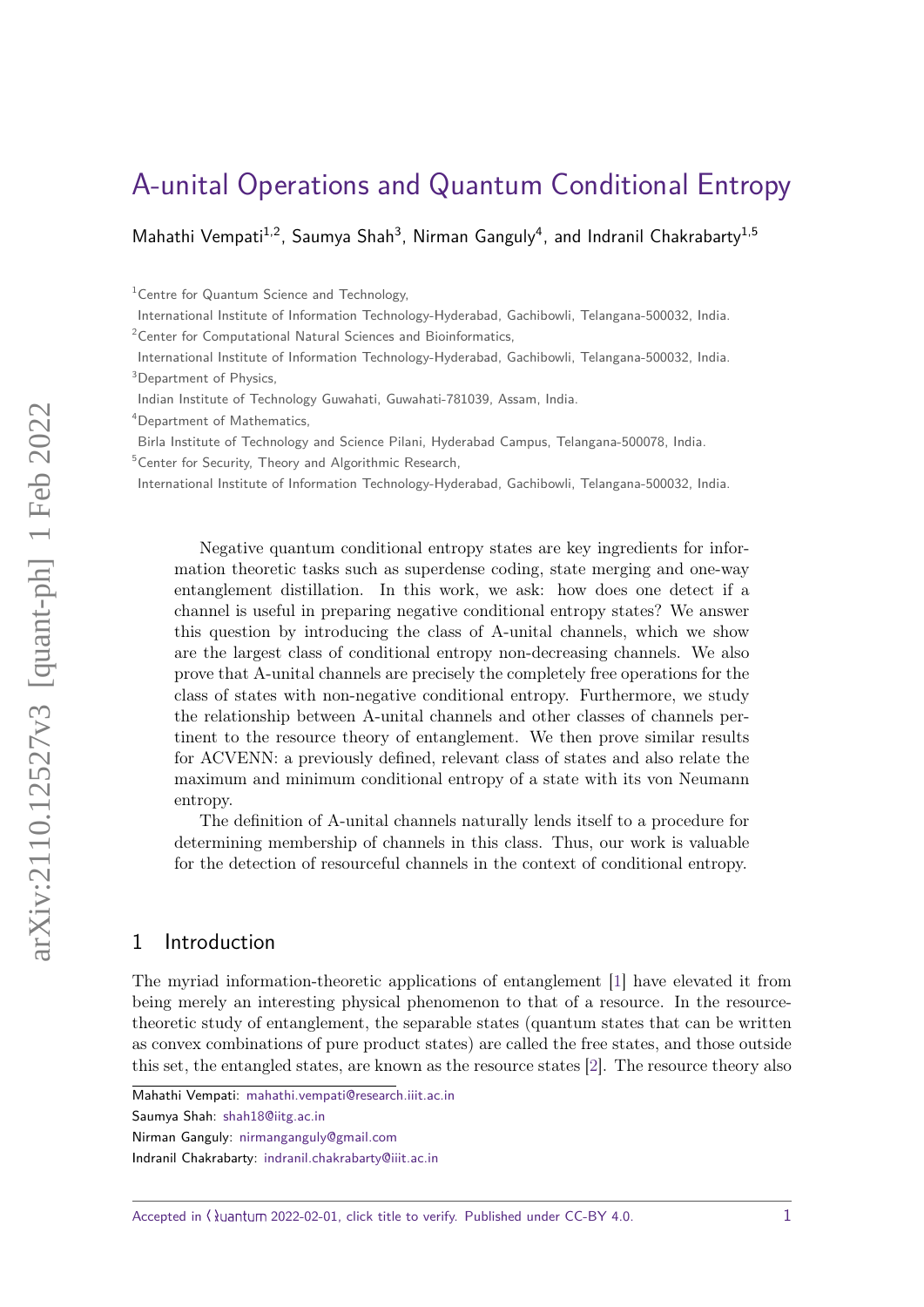# A-unital Operations and Quantum Conditional Entropy

Mahathi Vempati[1,2], Saumya Shah[3], Nirman Ganguly[4], and Indranil Chakrabarty[1,5]

[1]Centre for Quantum Science and Technology,
International Institute of Information Technology-Hyderabad, Gachibowli, Telangana-500032, India.

[2]Center for Computational Natural Sciences and Bioinformatics,
International Institute of Information Technology-Hyderabad, Gachibowli, Telangana-500032, India.

[3]Department of Physics,
Indian Institute of Technology Guwahati, Guwahati-781039, Assam, India.

[4]Department of Mathematics,
Birla Institute of Technology and Science Pilani, Hyderabad Campus, Telangana-500078, India.

[5]Center for Security, Theory and Algorithmic Research,
International Institute of Information Technology-Hyderabad, Gachibowli, Telangana-500032, India.

Negative quantum conditional entropy states are key ingredients for information theoretic tasks such as superdense coding, state merging and one-way entanglement distillation. In this work, we ask: how does one detect if a channel is useful in preparing negative conditional entropy states? We answer this question by introducing the class of A-unital channels, which we show are the largest class of conditional entropy non-decreasing channels. We also prove that A-unital channels are precisely the completely free operations for the class of states with non-negative conditional entropy. Furthermore, we study the relationship between A-unital channels and other classes of channels pertinent to the resource theory of entanglement. We then prove similar results for ACVENN: a previously defined, relevant class of states and also relate the maximum and minimum conditional entropy of a state with its von Neumann entropy.

The definition of A-unital channels naturally lends itself to a procedure for determining membership of channels in this class. Thus, our work is valuable for the detection of resourceful channels in the context of conditional entropy.

## 1 Introduction

The myriad information-theoretic applications of entanglement [1] have elevated it from being merely an interesting physical phenomenon to that of a resource. In the resource-theoretic study of entanglement, the separable states (quantum states that can be written as convex combinations of pure product states) are called the free states, and those outside this set, the entangled states, are known as the resource states [2]. The resource theory also

Mahathi Vempati: mahathi.vempati@research.iiit.ac.in
Saumya Shah: shah18@iitg.ac.in
Nirman Ganguly: nirmanganguly@gmail.com
Indranil Chakrabarty: indranil.chakrabarty@iiit.ac.in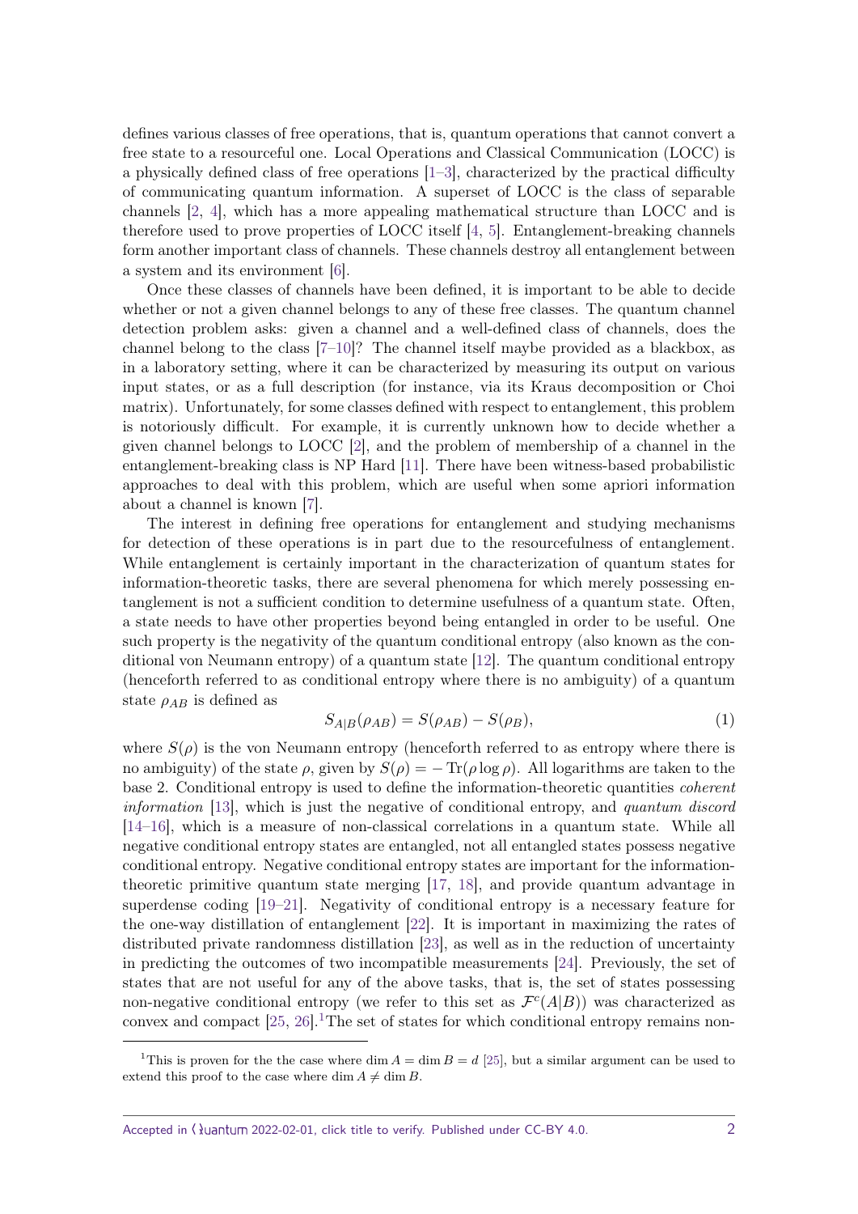defines various classes of free operations, that is, quantum operations that cannot convert a free state to a resourceful one. Local Operations and Classical Communication (LOCC) is a physically defined class of free operations [1–3], characterized by the practical difficulty of communicating quantum information. A superset of LOCC is the class of separable channels [2, 4], which has a more appealing mathematical structure than LOCC and is therefore used to prove properties of LOCC itself [4, 5]. Entanglement-breaking channels form another important class of channels. These channels destroy all entanglement between a system and its environment [6].

Once these classes of channels have been defined, it is important to be able to decide whether or not a given channel belongs to any of these free classes. The quantum channel detection problem asks: given a channel and a well-defined class of channels, does the channel belong to the class [7–10]? The channel itself maybe provided as a blackbox, as in a laboratory setting, where it can be characterized by measuring its output on various input states, or as a full description (for instance, via its Kraus decomposition or Choi matrix). Unfortunately, for some classes defined with respect to entanglement, this problem is notoriously difficult. For example, it is currently unknown how to decide whether a given channel belongs to LOCC [2], and the problem of membership of a channel in the entanglement-breaking class is NP Hard [11]. There have been witness-based probabilistic approaches to deal with this problem, which are useful when some apriori information about a channel is known [7].

The interest in defining free operations for entanglement and studying mechanisms for detection of these operations is in part due to the resourcefulness of entanglement. While entanglement is certainly important in the characterization of quantum states for information-theoretic tasks, there are several phenomena for which merely possessing entanglement is not a sufficient condition to determine usefulness of a quantum state. Often, a state needs to have other properties beyond being entangled in order to be useful. One such property is the negativity of the quantum conditional entropy (also known as the conditional von Neumann entropy) of a quantum state [12]. The quantum conditional entropy (henceforth referred to as conditional entropy where there is no ambiguity) of a quantum state $\rho_{AB}$ is defined as

$$S_{A|B}(\rho_{AB}) = S(\rho_{AB}) - S(\rho_B), \tag{1}$$

where $S(\rho)$ is the von Neumann entropy (henceforth referred to as entropy where there is no ambiguity) of the state $\rho$, given by $S(\rho) = -\operatorname{Tr}(\rho \log \rho)$. All logarithms are taken to the base 2. Conditional entropy is used to define the information-theoretic quantities *coherent information* [13], which is just the negative of conditional entropy, and *quantum discord* [14–16], which is a measure of non-classical correlations in a quantum state. While all negative conditional entropy states are entangled, not all entangled states possess negative conditional entropy. Negative conditional entropy states are important for the information-theoretic primitive quantum state merging [17, 18], and provide quantum advantage in superdense coding [19–21]. Negativity of conditional entropy is a necessary feature for the one-way distillation of entanglement [22]. It is important in maximizing the rates of distributed private randomness distillation [23], as well as in the reduction of uncertainty in predicting the outcomes of two incompatible measurements [24]. Previously, the set of states that are not useful for any of the above tasks, that is, the set of states possessing non-negative conditional entropy (we refer to this set as $\mathcal{F}^c(A|B)$) was characterized as convex and compact [25, 26].[1] The set of states for which conditional entropy remains non-

[1] This is proven for the the case where $\dim A = \dim B = d$ [25], but a similar argument can be used to extend this proof to the case where $\dim A \neq \dim B$.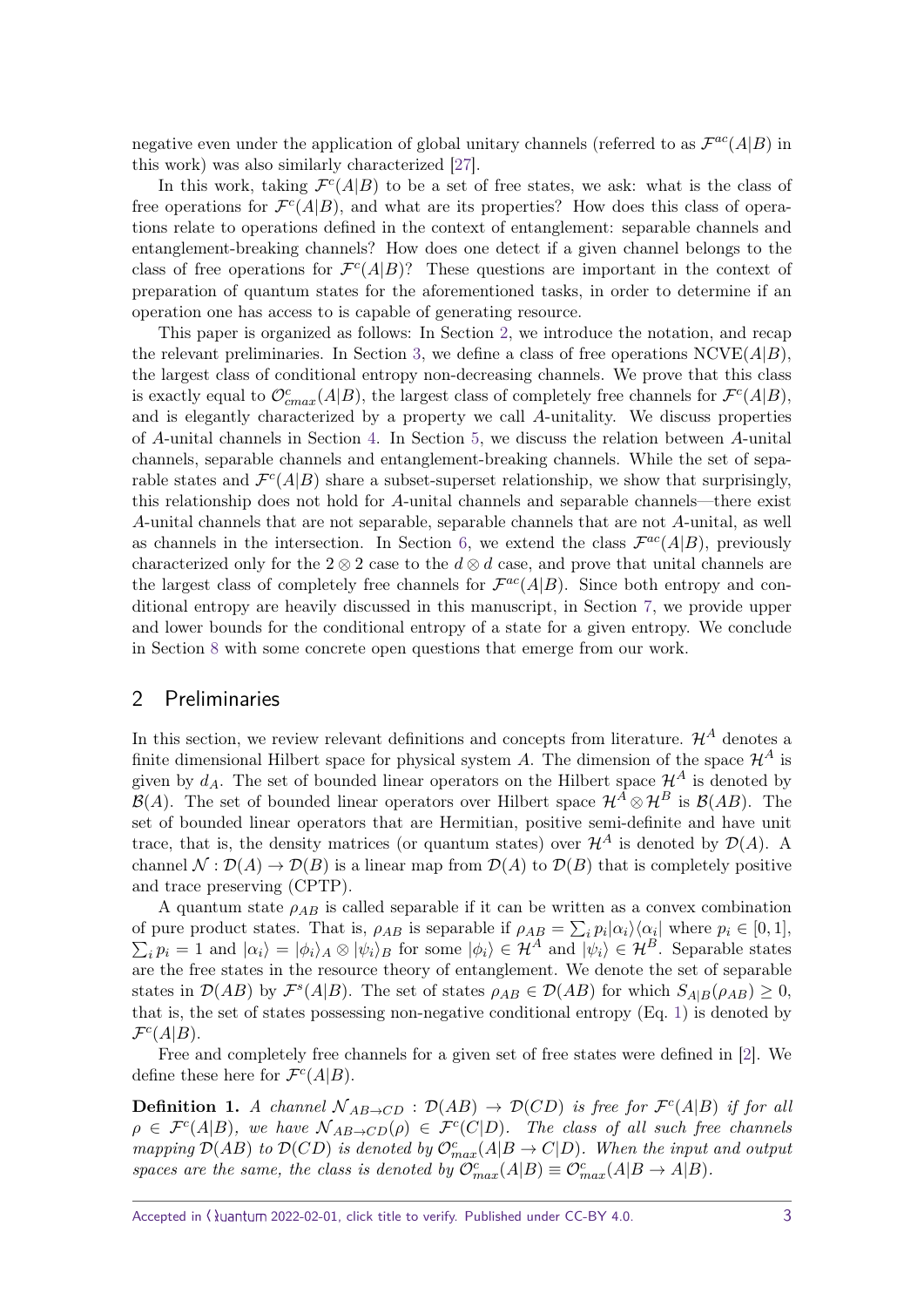negative even under the application of global unitary channels (referred to as $\mathcal{F}^{ac}(A|B)$ in this work) was also similarly characterized [27].

In this work, taking $\mathcal{F}^{c}(A|B)$ to be a set of free states, we ask: what is the class of free operations for $\mathcal{F}^{c}(A|B)$, and what are its properties? How does this class of operations relate to operations defined in the context of entanglement: separable channels and entanglement-breaking channels? How does one detect if a given channel belongs to the class of free operations for $\mathcal{F}^{c}(A|B)$? These questions are important in the context of preparation of quantum states for the aforementioned tasks, in order to determine if an operation one has access to is capable of generating resource.

This paper is organized as follows: In Section 2, we introduce the notation, and recap the relevant preliminaries. In Section 3, we define a class of free operations NCVE$(A|B)$, the largest class of conditional entropy non-decreasing channels. We prove that this class is exactly equal to $\mathcal{O}^{c}_{cmax}(A|B)$, the largest class of completely free channels for $\mathcal{F}^{c}(A|B)$, and is elegantly characterized by a property we call $A$-unitality. We discuss properties of $A$-unital channels in Section 4. In Section 5, we discuss the relation between $A$-unital channels, separable channels and entanglement-breaking channels. While the set of separable states and $\mathcal{F}^{c}(A|B)$ share a subset-superset relationship, we show that surprisingly, this relationship does not hold for $A$-unital channels and separable channels—there exist $A$-unital channels that are not separable, separable channels that are not $A$-unital, as well as channels in the intersection. In Section 6, we extend the class $\mathcal{F}^{ac}(A|B)$, previously characterized only for the $2 \otimes 2$ case to the $d \otimes d$ case, and prove that unital channels are the largest class of completely free channels for $\mathcal{F}^{ac}(A|B)$. Since both entropy and conditional entropy are heavily discussed in this manuscript, in Section 7, we provide upper and lower bounds for the conditional entropy of a state for a given entropy. We conclude in Section 8 with some concrete open questions that emerge from our work.

## 2 Preliminaries

In this section, we review relevant definitions and concepts from literature. $\mathcal{H}^{A}$ denotes a finite dimensional Hilbert space for physical system $A$. The dimension of the space $\mathcal{H}^{A}$ is given by $d_A$. The set of bounded linear operators on the Hilbert space $\mathcal{H}^{A}$ is denoted by $\mathcal{B}(A)$. The set of bounded linear operators over Hilbert space $\mathcal{H}^{A} \otimes \mathcal{H}^{B}$ is $\mathcal{B}(AB)$. The set of bounded linear operators that are Hermitian, positive semi-definite and have unit trace, that is, the density matrices (or quantum states) over $\mathcal{H}^{A}$ is denoted by $\mathcal{D}(A)$. A channel $\mathcal{N} : \mathcal{D}(A) \to \mathcal{D}(B)$ is a linear map from $\mathcal{D}(A)$ to $\mathcal{D}(B)$ that is completely positive and trace preserving (CPTP).

A quantum state $\rho_{AB}$ is called separable if it can be written as a convex combination of pure product states. That is, $\rho_{AB}$ is separable if $\rho_{AB} = \sum_i p_i |\alpha_i\rangle\langle\alpha_i|$ where $p_i \in [0, 1]$, $\sum_i p_i = 1$ and $|\alpha_i\rangle = |\phi_i\rangle_A \otimes |\psi_i\rangle_B$ for some $|\phi_i\rangle \in \mathcal{H}^{A}$ and $|\psi_i\rangle \in \mathcal{H}^{B}$. Separable states are the free states in the resource theory of entanglement. We denote the set of separable states in $\mathcal{D}(AB)$ by $\mathcal{F}^{s}(A|B)$. The set of states $\rho_{AB} \in \mathcal{D}(AB)$ for which $S_{A|B}(\rho_{AB}) \geq 0$, that is, the set of states possessing non-negative conditional entropy (Eq. 1) is denoted by $\mathcal{F}^{c}(A|B)$.

Free and completely free channels for a given set of free states were defined in [2]. We define these here for $\mathcal{F}^{c}(A|B)$.

**Definition 1.** *A channel $\mathcal{N}_{AB\to CD} : \mathcal{D}(AB) \to \mathcal{D}(CD)$ is free for $\mathcal{F}^{c}(A|B)$ if for all $\rho \in \mathcal{F}^{c}(A|B)$, we have $\mathcal{N}_{AB\to CD}(\rho) \in \mathcal{F}^{c}(C|D)$. The class of all such free channels mapping $\mathcal{D}(AB)$ to $\mathcal{D}(CD)$ is denoted by $\mathcal{O}^{c}_{max}(A|B \to C|D)$. When the input and output spaces are the same, the class is denoted by $\mathcal{O}^{c}_{max}(A|B) \equiv \mathcal{O}^{c}_{max}(A|B \to A|B)$.*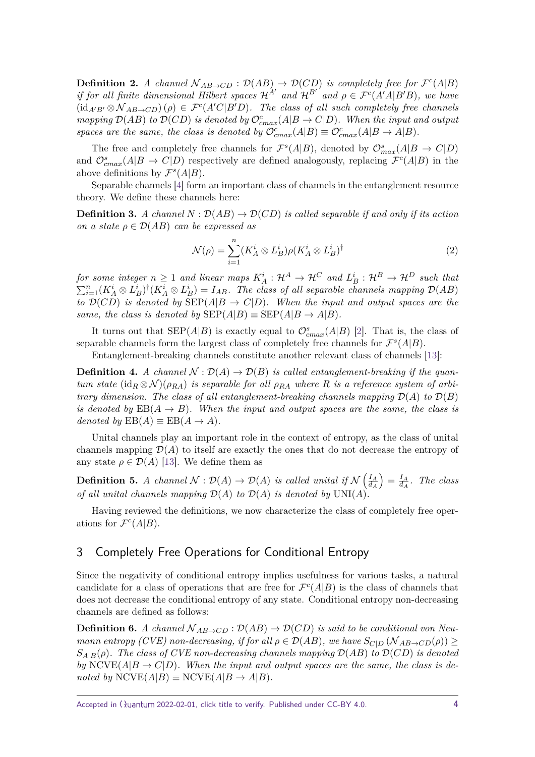**Definition 2.** *A channel $\mathcal{N}_{AB\to CD} : \mathcal{D}(AB) \to \mathcal{D}(CD)$ is completely free for $\mathcal{F}^c(A|B)$ if for all finite dimensional Hilbert spaces $\mathcal{H}^{A'}$ and $\mathcal{H}^{B'}$ and $\rho \in \mathcal{F}^c(A'A|B'B)$, we have $(\mathrm{id}_{A'B'} \otimes \mathcal{N}_{AB\to CD})(\rho) \in \mathcal{F}^c(A'C|B'D)$. The class of all such completely free channels mapping $\mathcal{D}(AB)$ to $\mathcal{D}(CD)$ is denoted by $\mathcal{O}^c_{cmax}(A|B \to C|D)$. When the input and output spaces are the same, the class is denoted by $\mathcal{O}^c_{cmax}(A|B) \equiv \mathcal{O}^c_{cmax}(A|B \to A|B)$.*

The free and completely free channels for $\mathcal{F}^s(A|B)$, denoted by $\mathcal{O}^s_{max}(A|B \to C|D)$ and $\mathcal{O}^s_{cmax}(A|B \to C|D)$ respectively are defined analogously, replacing $\mathcal{F}^c(A|B)$ in the above definitions by $\mathcal{F}^s(A|B)$.

Separable channels [4] form an important class of channels in the entanglement resource theory. We define these channels here:

**Definition 3.** *A channel $N : \mathcal{D}(AB) \to \mathcal{D}(CD)$ is called separable if and only if its action on a state $\rho \in \mathcal{D}(AB)$ can be expressed as*

$$\mathcal{N}(\rho) = \sum_{i=1}^{n} (K_A^i \otimes L_B^i)\rho(K_A^i \otimes L_B^i)^\dagger \tag{2}$$

*for some integer $n \geq 1$ and linear maps $K_A^i : \mathcal{H}^A \to \mathcal{H}^C$ and $L_B^i : \mathcal{H}^B \to \mathcal{H}^D$ such that $\sum_{i=1}^n (K_A^i \otimes L_B^i)^\dagger (K_A^i \otimes L_B^i) = I_{AB}$. The class of all separable channels mapping $\mathcal{D}(AB)$ to $\mathcal{D}(CD)$ is denoted by $\mathrm{SEP}(A|B \to C|D)$. When the input and output spaces are the same, the class is denoted by $\mathrm{SEP}(A|B) \equiv \mathrm{SEP}(A|B \to A|B)$.*

It turns out that $\mathrm{SEP}(A|B)$ is exactly equal to $\mathcal{O}^s_{cmax}(A|B)$ [2]. That is, the class of separable channels form the largest class of completely free channels for $\mathcal{F}^s(A|B)$.

Entanglement-breaking channels constitute another relevant class of channels [13]:

**Definition 4.** *A channel $\mathcal{N} : \mathcal{D}(A) \to \mathcal{D}(B)$ is called entanglement-breaking if the quantum state $(\mathrm{id}_R \otimes \mathcal{N})(\rho_{RA})$ is separable for all $\rho_{RA}$ where $R$ is a reference system of arbitrary dimension. The class of all entanglement-breaking channels mapping $\mathcal{D}(A)$ to $\mathcal{D}(B)$ is denoted by $\mathrm{EB}(A \to B)$. When the input and output spaces are the same, the class is denoted by $\mathrm{EB}(A) \equiv \mathrm{EB}(A \to A)$.*

Unital channels play an important role in the context of entropy, as the class of unital channels mapping $\mathcal{D}(A)$ to itself are exactly the ones that do not decrease the entropy of any state $\rho \in \mathcal{D}(A)$ [13]. We define them as

**Definition 5.** *A channel $\mathcal{N} : \mathcal{D}(A) \to \mathcal{D}(A)$ is called unital if $\mathcal{N}\left(\frac{I_A}{d_A}\right) = \frac{I_A}{d_A}$. The class of all unital channels mapping $\mathcal{D}(A)$ to $\mathcal{D}(A)$ is denoted by $\mathrm{UNI}(A)$.*

Having reviewed the definitions, we now characterize the class of completely free operations for $\mathcal{F}^c(A|B)$.

## 3 Completely Free Operations for Conditional Entropy

Since the negativity of conditional entropy implies usefulness for various tasks, a natural candidate for a class of operations that are free for $\mathcal{F}^c(A|B)$ is the class of channels that does not decrease the conditional entropy of any state. Conditional entropy non-decreasing channels are defined as follows:

**Definition 6.** *A channel $\mathcal{N}_{AB\to CD} : \mathcal{D}(AB) \to \mathcal{D}(CD)$ is said to be conditional von Neumann entropy (CVE) non-decreasing, if for all $\rho \in \mathcal{D}(AB)$, we have $S_{C|D}(\mathcal{N}_{AB\to CD}(\rho)) \geq S_{A|B}(\rho)$. The class of CVE non-decreasing channels mapping $\mathcal{D}(AB)$ to $\mathcal{D}(CD)$ is denoted by $\mathrm{NCVE}(A|B \to C|D)$. When the input and output spaces are the same, the class is denoted by $\mathrm{NCVE}(A|B) \equiv \mathrm{NCVE}(A|B \to A|B)$.*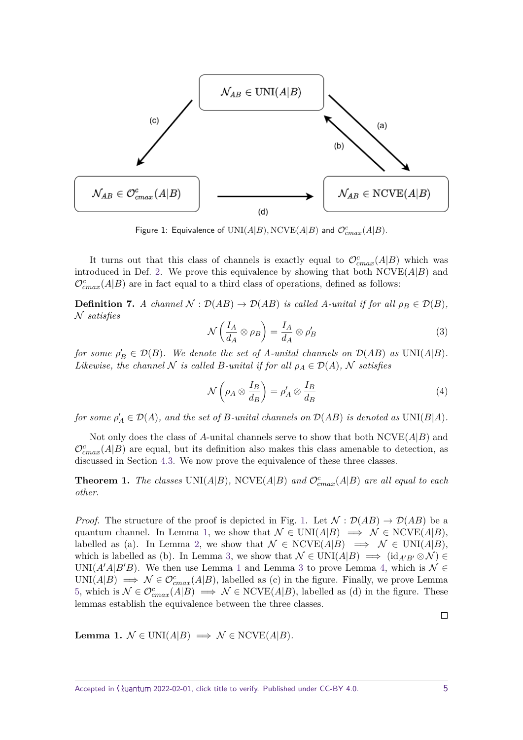Figure 1: Equivalence of $\text{UNI}(A|B), \text{NCVE}(A|B)$ and $\mathcal{O}^c_{cmax}(A|B)$.

It turns out that this class of channels is exactly equal to $\mathcal{O}^c_{cmax}(A|B)$ which was introduced in Def. 2. We prove this equivalence by showing that both $\text{NCVE}(A|B)$ and $\mathcal{O}^c_{cmax}(A|B)$ are in fact equal to a third class of operations, defined as follows:

**Definition 7.** *A channel $\mathcal{N} : \mathcal{D}(AB) \to \mathcal{D}(AB)$ is called A-unital if for all $\rho_B \in \mathcal{D}(B)$, $\mathcal{N}$ satisfies*

$$\mathcal{N}\left(\frac{I_A}{d_A} \otimes \rho_B\right) = \frac{I_A}{d_A} \otimes \rho'_B \tag{3}$$

*for some $\rho'_B \in \mathcal{D}(B)$. We denote the set of A-unital channels on $\mathcal{D}(AB)$ as $\text{UNI}(A|B)$. Likewise, the channel $\mathcal{N}$ is called B-unital if for all $\rho_A \in \mathcal{D}(A)$, $\mathcal{N}$ satisfies*

$$\mathcal{N}\left(\rho_A \otimes \frac{I_B}{d_B}\right) = \rho'_A \otimes \frac{I_B}{d_B} \tag{4}$$

*for some $\rho'_A \in \mathcal{D}(A)$, and the set of B-unital channels on $\mathcal{D}(AB)$ is denoted as $\text{UNI}(B|A)$.*

Not only does the class of $A$-unital channels serve to show that both $\text{NCVE}(A|B)$ and $\mathcal{O}^c_{cmax}(A|B)$ are equal, but its definition also makes this class amenable to detection, as discussed in Section 4.3. We now prove the equivalence of these three classes.

**Theorem 1.** *The classes $\text{UNI}(A|B)$, $\text{NCVE}(A|B)$ and $\mathcal{O}^c_{cmax}(A|B)$ are all equal to each other.*

*Proof.* The structure of the proof is depicted in Fig. 1. Let $\mathcal{N} : \mathcal{D}(AB) \to \mathcal{D}(AB)$ be a quantum channel. In Lemma 1, we show that $\mathcal{N} \in \text{UNI}(A|B) \implies \mathcal{N} \in \text{NCVE}(A|B)$, labelled as (a). In Lemma 2, we show that $\mathcal{N} \in \text{NCVE}(A|B) \implies \mathcal{N} \in \text{UNI}(A|B)$, which is labelled as (b). In Lemma 3, we show that $\mathcal{N} \in \text{UNI}(A|B) \implies (\text{id}_{A'B'} \otimes \mathcal{N}) \in \text{UNI}(A'A|B'B)$. We then use Lemma 1 and Lemma 3 to prove Lemma 4, which is $\mathcal{N} \in \text{UNI}(A|B) \implies \mathcal{N} \in \mathcal{O}^c_{cmax}(A|B)$, labelled as (c) in the figure. Finally, we prove Lemma 5, which is $\mathcal{N} \in \mathcal{O}^c_{cmax}(A|B) \implies \mathcal{N} \in \text{NCVE}(A|B)$, labelled as (d) in the figure. These lemmas establish the equivalence between the three classes. □

**Lemma 1.** $\mathcal{N} \in \text{UNI}(A|B) \implies \mathcal{N} \in \text{NCVE}(A|B)$.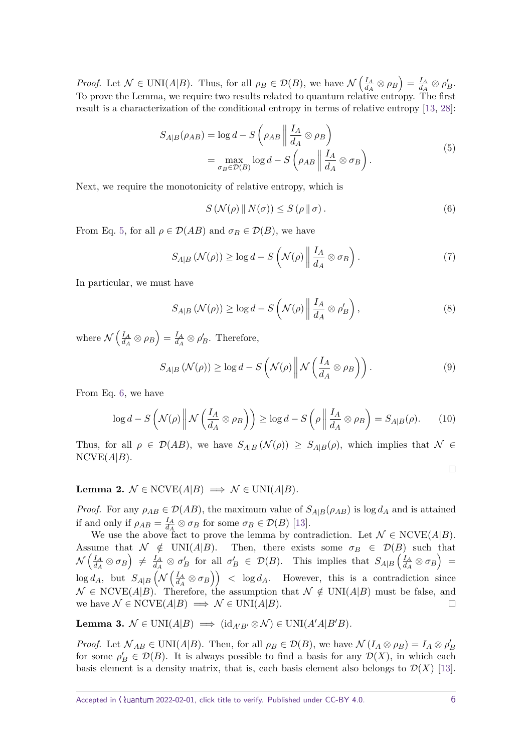*Proof.* Let $\mathcal{N} \in \text{UNI}(A|B)$. Thus, for all $\rho_B \in \mathcal{D}(B)$, we have $\mathcal{N}\left(\frac{I_A}{d_A} \otimes \rho_B\right) = \frac{I_A}{d_A} \otimes \rho'_B$. To prove the Lemma, we require two results related to quantum relative entropy. The first result is a characterization of the conditional entropy in terms of relative entropy [13, 28]:

$$
\begin{aligned}
S_{A|B}(\rho_{AB}) &= \log d - S\left(\rho_{AB} \,\middle\|\, \frac{I_A}{d_A} \otimes \rho_B\right) \\
&= \max_{\sigma_B \in \mathcal{D}(B)} \log d - S\left(\rho_{AB} \,\middle\|\, \frac{I_A}{d_A} \otimes \sigma_B\right).
\end{aligned} \tag{5}
$$

Next, we require the monotonicity of relative entropy, which is

$$
S\left(\mathcal{N}(\rho) \,\|\, N(\sigma)\right) \leq S\left(\rho \,\|\, \sigma\right). \tag{6}
$$

From Eq. 5, for all $\rho \in \mathcal{D}(AB)$ and $\sigma_B \in \mathcal{D}(B)$, we have

$$
S_{A|B}\left(\mathcal{N}(\rho)\right) \geq \log d - S\left(\mathcal{N}(\rho) \,\middle\|\, \frac{I_A}{d_A} \otimes \sigma_B\right). \tag{7}
$$

In particular, we must have

$$
S_{A|B}\left(\mathcal{N}(\rho)\right) \geq \log d - S\left(\mathcal{N}(\rho) \,\middle\|\, \frac{I_A}{d_A} \otimes \rho'_B\right), \tag{8}
$$

where $\mathcal{N}\left(\frac{I_A}{d_A} \otimes \rho_B\right) = \frac{I_A}{d_A} \otimes \rho'_B$. Therefore,

$$
S_{A|B}\left(\mathcal{N}(\rho)\right) \geq \log d - S\left(\mathcal{N}(\rho) \,\middle\|\, \mathcal{N}\left(\frac{I_A}{d_A} \otimes \rho_B\right)\right). \tag{9}
$$

From Eq. 6, we have

$$
\log d - S\left(\mathcal{N}(\rho) \,\middle\|\, \mathcal{N}\left(\frac{I_A}{d_A} \otimes \rho_B\right)\right) \geq \log d - S\left(\rho \,\middle\|\, \frac{I_A}{d_A} \otimes \rho_B\right) = S_{A|B}(\rho). \tag{10}
$$

Thus, for all $\rho \in \mathcal{D}(AB)$, we have $S_{A|B}\left(\mathcal{N}(\rho)\right) \geq S_{A|B}(\rho)$, which implies that $\mathcal{N} \in \text{NCVE}(A|B)$. □

**Lemma 2.** $\mathcal{N} \in \text{NCVE}(A|B) \implies \mathcal{N} \in \text{UNI}(A|B)$.

*Proof.* For any $\rho_{AB} \in \mathcal{D}(AB)$, the maximum value of $S_{A|B}(\rho_{AB})$ is $\log d_A$ and is attained if and only if $\rho_{AB} = \frac{I_A}{d_A} \otimes \sigma_B$ for some $\sigma_B \in \mathcal{D}(B)$ [13].

We use the above fact to prove the lemma by contradiction. Let $\mathcal{N} \in \text{NCVE}(A|B)$. Assume that $\mathcal{N} \notin \text{UNI}(A|B)$. Then, there exists some $\sigma_B \in \mathcal{D}(B)$ such that $\mathcal{N}\left(\frac{I_A}{d_A} \otimes \sigma_B\right) \neq \frac{I_A}{d_A} \otimes \sigma'_B$ for all $\sigma'_B \in \mathcal{D}(B)$. This implies that $S_{A|B}\left(\frac{I_A}{d_A} \otimes \sigma_B\right) = \log d_A$, but $S_{A|B}\left(\mathcal{N}\left(\frac{I_A}{d_A} \otimes \sigma_B\right)\right) < \log d_A$. However, this is a contradiction since $\mathcal{N} \in \text{NCVE}(A|B)$. Therefore, the assumption that $\mathcal{N} \notin \text{UNI}(A|B)$ must be false, and we have $\mathcal{N} \in \text{NCVE}(A|B) \implies \mathcal{N} \in \text{UNI}(A|B)$. □

**Lemma 3.** $\mathcal{N} \in \text{UNI}(A|B) \implies (\text{id}_{A'B'} \otimes \mathcal{N}) \in \text{UNI}(A'A|B'B)$.

*Proof.* Let $\mathcal{N}_{AB} \in \text{UNI}(A|B)$. Then, for all $\rho_B \in \mathcal{D}(B)$, we have $\mathcal{N}\left(I_A \otimes \rho_B\right) = I_A \otimes \rho'_B$ for some $\rho'_B \in \mathcal{D}(B)$. It is always possible to find a basis for any $\mathcal{D}(X)$, in which each basis element is a density matrix, that is, each basis element also belongs to $\mathcal{D}(X)$ [13].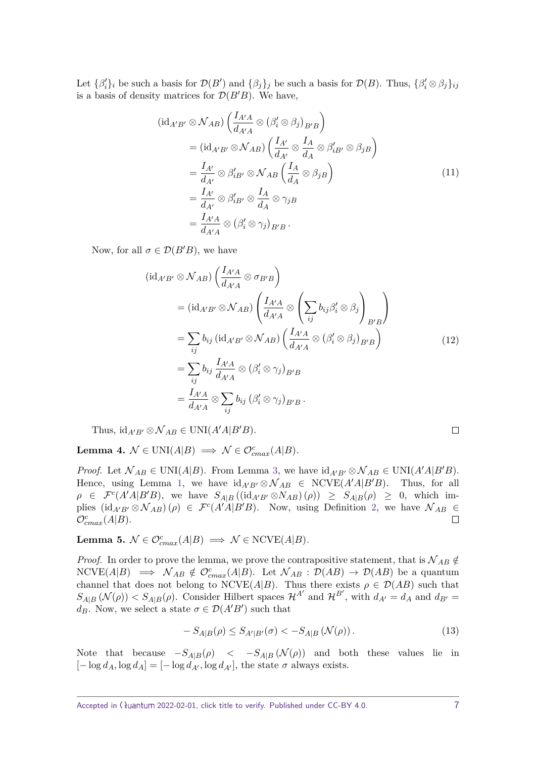Let $\{\beta'_i\}_i$ be such a basis for $\mathcal{D}(B')$ and $\{\beta_j\}_j$ be such a basis for $\mathcal{D}(B)$. Thus, $\{\beta'_i \otimes \beta_j\}_{ij}$ is a basis of density matrices for $\mathcal{D}(B'B)$. We have,

$$
\begin{aligned}
(\mathrm{id}_{A'B'} \otimes \mathcal{N}_{AB}) \left( \frac{I_{A'A}}{d_{A'A}} \otimes (\beta'_i \otimes \beta_j)_{B'B} \right) \\
&= (\mathrm{id}_{A'B'} \otimes \mathcal{N}_{AB}) \left( \frac{I_{A'}}{d_{A'}} \otimes \frac{I_A}{d_A} \otimes \beta'_{iB'} \otimes \beta_{jB} \right) \\
&= \frac{I_{A'}}{d_{A'}} \otimes \beta'_{iB'} \otimes \mathcal{N}_{AB} \left( \frac{I_A}{d_A} \otimes \beta_{jB} \right) \\
&= \frac{I_{A'}}{d_{A'}} \otimes \beta'_{iB'} \otimes \frac{I_A}{d_A} \otimes \gamma_{jB} \\
&= \frac{I_{A'A}}{d_{A'A}} \otimes (\beta'_i \otimes \gamma_j)_{B'B}.
\end{aligned}
\tag{11}
$$

Now, for all $\sigma \in \mathcal{D}(B'B)$, we have

$$
\begin{aligned}
(\mathrm{id}_{A'B'} \otimes \mathcal{N}_{AB}) \left( \frac{I_{A'A}}{d_{A'A}} \otimes \sigma_{B'B} \right) \\
&= (\mathrm{id}_{A'B'} \otimes \mathcal{N}_{AB}) \left( \frac{I_{A'A}}{d_{A'A}} \otimes \left( \sum_{ij} b_{ij} \beta'_i \otimes \beta_j \right)_{B'B} \right) \\
&= \sum_{ij} b_{ij} \, (\mathrm{id}_{A'B'} \otimes \mathcal{N}_{AB}) \left( \frac{I_{A'A}}{d_{A'A}} \otimes (\beta'_i \otimes \beta_j)_{B'B} \right) \\
&= \sum_{ij} b_{ij} \, \frac{I_{A'A}}{d_{A'A}} \otimes (\beta'_i \otimes \gamma_j)_{B'B} \\
&= \frac{I_{A'A}}{d_{A'A}} \otimes \sum_{ij} b_{ij} \, (\beta'_i \otimes \gamma_j)_{B'B}.
\end{aligned}
\tag{12}
$$

Thus, $\mathrm{id}_{A'B'} \otimes \mathcal{N}_{AB} \in \mathrm{UNI}(A'A|B'B)$. □

**Lemma 4.** $\mathcal{N} \in \mathrm{UNI}(A|B) \implies \mathcal{N} \in \mathcal{O}^c_{cmax}(A|B)$.

*Proof.* Let $\mathcal{N}_{AB} \in \mathrm{UNI}(A|B)$. From Lemma 3, we have $\mathrm{id}_{A'B'} \otimes \mathcal{N}_{AB} \in \mathrm{UNI}(A'A|B'B)$. Hence, using Lemma 1, we have $\mathrm{id}_{A'B'} \otimes \mathcal{N}_{AB} \in \mathrm{NCVE}(A'A|B'B)$. Thus, for all $\rho \in \mathcal{F}^c(A'A|B'B)$, we have $S_{A|B}((\mathrm{id}_{A'B'} \otimes N_{AB})(\rho)) \geq S_{A|B}(\rho) \geq 0$, which implies $(\mathrm{id}_{A'B'} \otimes \mathcal{N}_{AB})(\rho) \in \mathcal{F}^c(A'A|B'B)$. Now, using Definition 2, we have $\mathcal{N}_{AB} \in \mathcal{O}^c_{cmax}(A|B)$. □

**Lemma 5.** $\mathcal{N} \in \mathcal{O}^c_{cmax}(A|B) \implies \mathcal{N} \in \mathrm{NCVE}(A|B)$.

*Proof.* In order to prove the lemma, we prove the contrapositive statement, that is $\mathcal{N}_{AB} \notin \mathrm{NCVE}(A|B) \implies \mathcal{N}_{AB} \notin \mathcal{O}^c_{cmax}(A|B)$. Let $\mathcal{N}_{AB} : \mathcal{D}(AB) \to \mathcal{D}(AB)$ be a quantum channel that does not belong to $\mathrm{NCVE}(A|B)$. Thus there exists $\rho \in \mathcal{D}(AB)$ such that $S_{A|B}(\mathcal{N}(\rho)) < S_{A|B}(\rho)$. Consider Hilbert spaces $\mathcal{H}^{A'}$ and $\mathcal{H}^{B'}$, with $d_{A'} = d_A$ and $d_{B'} = d_B$. Now, we select a state $\sigma \in \mathcal{D}(A'B')$ such that

$$
-S_{A|B}(\rho) \leq S_{A'|B'}(\sigma) < -S_{A|B}(\mathcal{N}(\rho)). \tag{13}
$$

Note that because $-S_{A|B}(\rho) < -S_{A|B}(\mathcal{N}(\rho))$ and both these values lie in $[-\log d_A, \log d_A] = [-\log d_{A'}, \log d_{A'}]$, the state $\sigma$ always exists.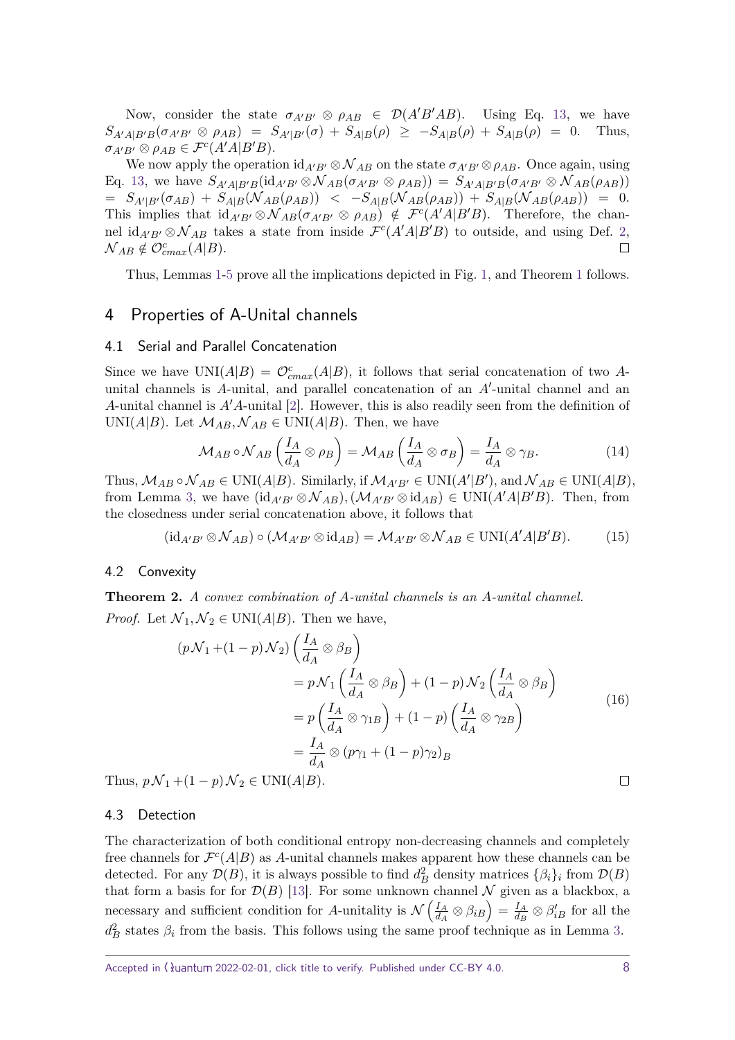Now, consider the state $\sigma_{A'B'} \otimes \rho_{AB} \in \mathcal{D}(A'B'AB)$. Using Eq. 13, we have $S_{A'A|B'B}(\sigma_{A'B'} \otimes \rho_{AB}) = S_{A'|B'}(\sigma) + S_{A|B}(\rho) \geq -S_{A|B}(\rho) + S_{A|B}(\rho) = 0$. Thus, $\sigma_{A'B'} \otimes \rho_{AB} \in \mathcal{F}^c(A'A|B'B)$.

We now apply the operation $\mathrm{id}_{A'B'} \otimes \mathcal{N}_{AB}$ on the state $\sigma_{A'B'} \otimes \rho_{AB}$. Once again, using Eq. 13, we have $S_{A'A|B'B}(\mathrm{id}_{A'B'} \otimes \mathcal{N}_{AB}(\sigma_{A'B'} \otimes \rho_{AB})) = S_{A'A|B'B}(\sigma_{A'B'} \otimes \mathcal{N}_{AB}(\rho_{AB})) = S_{A'|B'}(\sigma_{AB}) + S_{A|B}(\mathcal{N}_{AB}(\rho_{AB})) < -S_{A|B}(\mathcal{N}_{AB}(\rho_{AB})) + S_{A|B}(\mathcal{N}_{AB}(\rho_{AB})) = 0$. This implies that $\mathrm{id}_{A'B'} \otimes \mathcal{N}_{AB}(\sigma_{A'B'} \otimes \rho_{AB}) \notin \mathcal{F}^c(A'A|B'B)$. Therefore, the channel $\mathrm{id}_{A'B'} \otimes \mathcal{N}_{AB}$ takes a state from inside $\mathcal{F}^c(A'A|B'B)$ to outside, and using Def. 2, $\mathcal{N}_{AB} \notin \mathcal{O}^c_{cmax}(A|B)$. $\square$

Thus, Lemmas 1-5 prove all the implications depicted in Fig. 1, and Theorem 1 follows.

## 4 Properties of A-Unital channels

### 4.1 Serial and Parallel Concatenation

Since we have $\mathrm{UNI}(A|B) = \mathcal{O}^c_{cmax}(A|B)$, it follows that serial concatenation of two $A$-unital channels is $A$-unital, and parallel concatenation of an $A'$-unital channel and an $A$-unital channel is $A'A$-unital [2]. However, this is also readily seen from the definition of $\mathrm{UNI}(A|B)$. Let $\mathcal{M}_{AB}, \mathcal{N}_{AB} \in \mathrm{UNI}(A|B)$. Then, we have

$$\mathcal{M}_{AB} \circ \mathcal{N}_{AB}\left(\frac{I_A}{d_A} \otimes \rho_B\right) = \mathcal{M}_{AB}\left(\frac{I_A}{d_A} \otimes \sigma_B\right) = \frac{I_A}{d_A} \otimes \gamma_B. \tag{14}$$

Thus, $\mathcal{M}_{AB} \circ \mathcal{N}_{AB} \in \mathrm{UNI}(A|B)$. Similarly, if $\mathcal{M}_{A'B'} \in \mathrm{UNI}(A'|B')$, and $\mathcal{N}_{AB} \in \mathrm{UNI}(A|B)$, from Lemma 3, we have $(\mathrm{id}_{A'B'} \otimes \mathcal{N}_{AB}), (\mathcal{M}_{A'B'} \otimes \mathrm{id}_{AB}) \in \mathrm{UNI}(A'A|B'B)$. Then, from the closedness under serial concatenation above, it follows that

$$(\mathrm{id}_{A'B'} \otimes \mathcal{N}_{AB}) \circ (\mathcal{M}_{A'B'} \otimes \mathrm{id}_{AB}) = \mathcal{M}_{A'B'} \otimes \mathcal{N}_{AB} \in \mathrm{UNI}(A'A|B'B). \tag{15}$$

### 4.2 Convexity

**Theorem 2.** *A convex combination of A-unital channels is an A-unital channel.*

*Proof.* Let $\mathcal{N}_1, \mathcal{N}_2 \in \mathrm{UNI}(A|B)$. Then we have,

$$\begin{aligned}
(p\mathcal{N}_1 + (1-p)\mathcal{N}_2)&\left(\frac{I_A}{d_A} \otimes \beta_B\right) \\
&= p\mathcal{N}_1\left(\frac{I_A}{d_A} \otimes \beta_B\right) + (1-p)\mathcal{N}_2\left(\frac{I_A}{d_A} \otimes \beta_B\right) \\
&= p\left(\frac{I_A}{d_A} \otimes \gamma_{1B}\right) + (1-p)\left(\frac{I_A}{d_A} \otimes \gamma_{2B}\right) \\
&= \frac{I_A}{d_A} \otimes (p\gamma_1 + (1-p)\gamma_2)_B
\end{aligned} \tag{16}$$

Thus, $p\mathcal{N}_1 + (1-p)\mathcal{N}_2 \in \mathrm{UNI}(A|B)$. $\square$

### 4.3 Detection

The characterization of both conditional entropy non-decreasing channels and completely free channels for $\mathcal{F}^c(A|B)$ as $A$-unital channels makes apparent how these channels can be detected. For any $\mathcal{D}(B)$, it is always possible to find $d_B^2$ density matrices $\{\beta_i\}_i$ from $\mathcal{D}(B)$ that form a basis for for $\mathcal{D}(B)$ [13]. For some unknown channel $\mathcal{N}$ given as a blackbox, a necessary and sufficient condition for $A$-unitality is $\mathcal{N}\left(\frac{I_A}{d_A} \otimes \beta_{iB}\right) = \frac{I_A}{d_B} \otimes \beta'_{iB}$ for all the $d_B^2$ states $\beta_i$ from the basis. This follows using the same proof technique as in Lemma 3.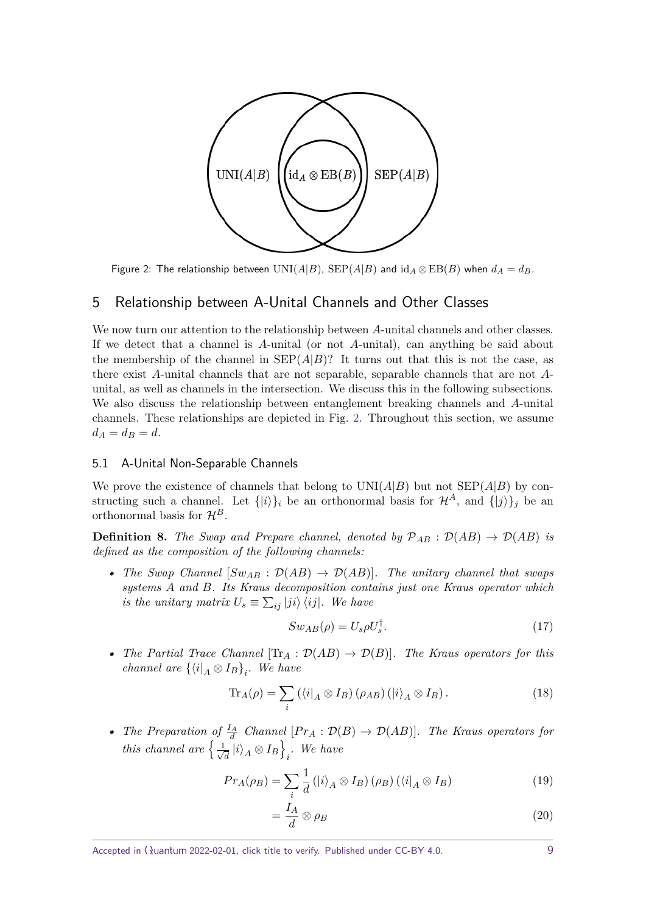Figure 2: The relationship between $\mathrm{UNI}(A|B)$, $\mathrm{SEP}(A|B)$ and $\mathrm{id}_A \otimes \mathrm{EB}(B)$ when $d_A = d_B$.

## 5 Relationship between A-Unital Channels and Other Classes

We now turn our attention to the relationship between $A$-unital channels and other classes. If we detect that a channel is $A$-unital (or not $A$-unital), can anything be said about the membership of the channel in $\mathrm{SEP}(A|B)$? It turns out that this is not the case, as there exist $A$-unital channels that are not separable, separable channels that are not $A$-unital, as well as channels in the intersection. We discuss this in the following subsections. We also discuss the relationship between entanglement breaking channels and $A$-unital channels. These relationships are depicted in Fig. 2. Throughout this section, we assume $d_A = d_B = d$.

### 5.1 A-Unital Non-Separable Channels

We prove the existence of channels that belong to $\mathrm{UNI}(A|B)$ but not $\mathrm{SEP}(A|B)$ by constructing such a channel. Let $\{|i\rangle\}_i$ be an orthonormal basis for $\mathcal{H}^A$, and $\{|j\rangle\}_j$ be an orthonormal basis for $\mathcal{H}^B$.

**Definition 8.** *The Swap and Prepare channel, denoted by $\mathcal{P}_{AB} : \mathcal{D}(AB) \to \mathcal{D}(AB)$ is defined as the composition of the following channels:*

- *The Swap Channel $[Sw_{AB} : \mathcal{D}(AB) \to \mathcal{D}(AB)]$. The unitary channel that swaps systems $A$ and $B$. Its Kraus decomposition contains just one Kraus operator which is the unitary matrix $U_s \equiv \sum_{ij} |ji\rangle \langle ij|$. We have*

$$Sw_{AB}(\rho) = U_s \rho U_s^\dagger. \tag{17}$$

- *The Partial Trace Channel $[\mathrm{Tr}_A : \mathcal{D}(AB) \to \mathcal{D}(B)]$. The Kraus operators for this channel are $\{\langle i|_A \otimes I_B\}_i$. We have*

$$\mathrm{Tr}_A(\rho) = \sum_i \left(\langle i|_A \otimes I_B\right)(\rho_{AB})\left(|i\rangle_A \otimes I_B\right). \tag{18}$$

- *The Preparation of $\frac{I_A}{d}$ Channel $[Pr_A : \mathcal{D}(B) \to \mathcal{D}(AB)]$. The Kraus operators for this channel are $\left\{\frac{1}{\sqrt{d}} |i\rangle_A \otimes I_B\right\}_i$. We have*

$$Pr_A(\rho_B) = \sum_i \frac{1}{d}\left(|i\rangle_A \otimes I_B\right)(\rho_B)\left(\langle i|_A \otimes I_B\right) \tag{19}$$

$$= \frac{I_A}{d} \otimes \rho_B \tag{20}$$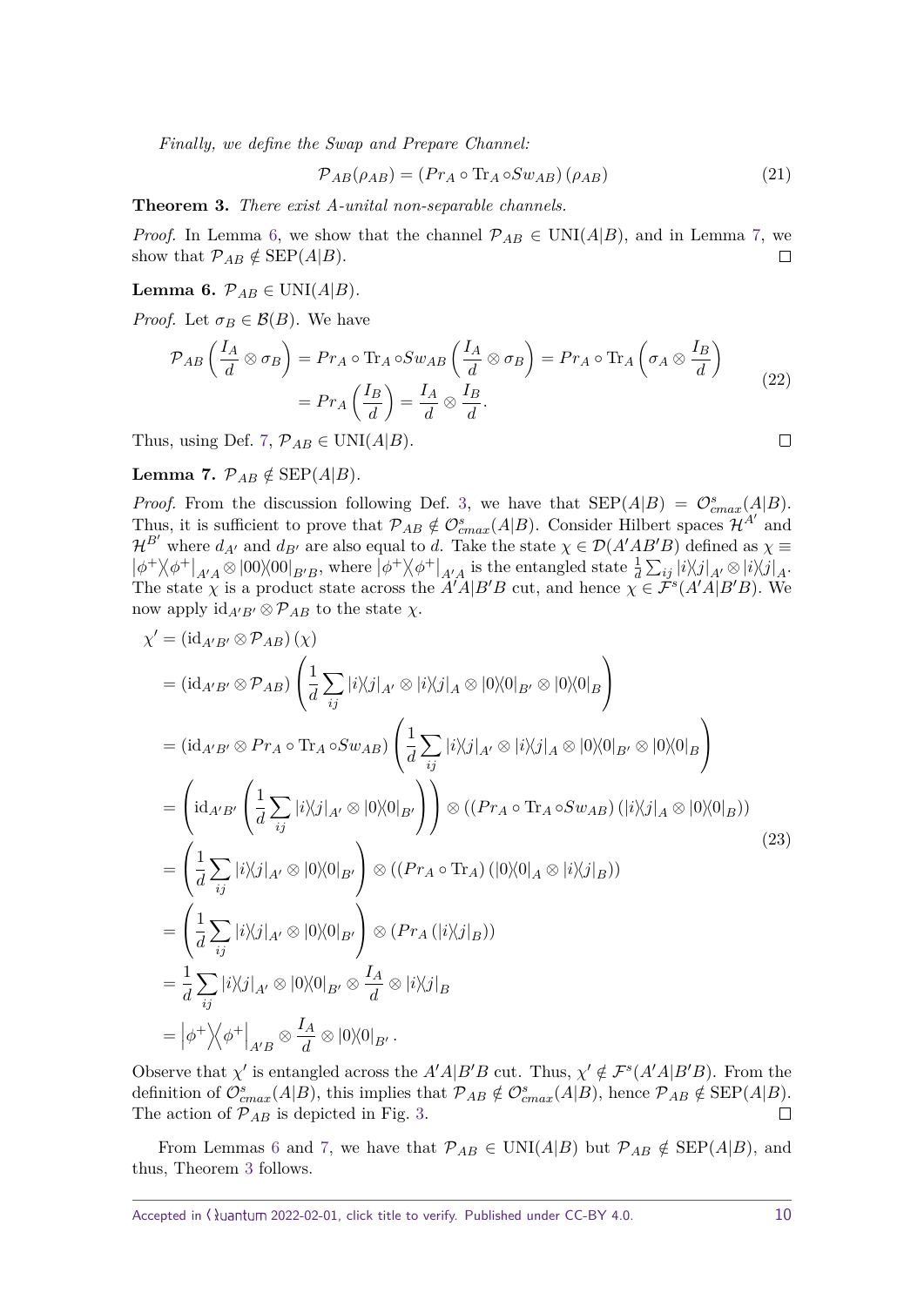*Finally, we define the Swap and Prepare Channel:*

$$\mathcal{P}_{AB}(\rho_{AB}) = \left(Pr_A \circ \mathrm{Tr}_A \circ Sw_{AB}\right)(\rho_{AB}) \tag{21}$$

**Theorem 3.** *There exist A-unital non-separable channels.*

*Proof.* In Lemma 6, we show that the channel $\mathcal{P}_{AB} \in \mathrm{UNI}(A|B)$, and in Lemma 7, we show that $\mathcal{P}_{AB} \notin \mathrm{SEP}(A|B)$. □

**Lemma 6.** $\mathcal{P}_{AB} \in \mathrm{UNI}(A|B)$.

*Proof.* Let $\sigma_B \in \mathcal{B}(B)$. We have

$$\begin{aligned}\mathcal{P}_{AB}\left(\frac{I_A}{d} \otimes \sigma_B\right) &= Pr_A \circ \mathrm{Tr}_A \circ Sw_{AB}\left(\frac{I_A}{d} \otimes \sigma_B\right) = Pr_A \circ \mathrm{Tr}_A\left(\sigma_A \otimes \frac{I_B}{d}\right) \\ &= Pr_A\left(\frac{I_B}{d}\right) = \frac{I_A}{d} \otimes \frac{I_B}{d}.\end{aligned} \tag{22}$$

Thus, using Def. 7, $\mathcal{P}_{AB} \in \mathrm{UNI}(A|B)$. □

**Lemma 7.** $\mathcal{P}_{AB} \notin \mathrm{SEP}(A|B)$.

*Proof.* From the discussion following Def. 3, we have that $\mathrm{SEP}(A|B) = \mathcal{O}^s_{cmax}(A|B)$. Thus, it is sufficient to prove that $\mathcal{P}_{AB} \notin \mathcal{O}^s_{cmax}(A|B)$. Consider Hilbert spaces $\mathcal{H}^{A'}$ and $\mathcal{H}^{B'}$ where $d_{A'}$ and $d_{B'}$ are also equal to $d$. Take the state $\chi \in \mathcal{D}(A'AB'B)$ defined as $\chi \equiv |\phi^+\rangle\langle\phi^+|_{A'A} \otimes |00\rangle\langle 00|_{B'B}$, where $|\phi^+\rangle\langle\phi^+|_{A'A}$ is the entangled state $\frac{1}{d}\sum_{ij}|i\rangle\langle j|_{A'} \otimes |i\rangle\langle j|_A$. The state $\chi$ is a product state across the $A'A|B'B$ cut, and hence $\chi \in \mathcal{F}^s(A'A|B'B)$. We now apply $\mathrm{id}_{A'B'} \otimes \mathcal{P}_{AB}$ to the state $\chi$.

$$\begin{aligned}\chi' &= \left(\mathrm{id}_{A'B'} \otimes \mathcal{P}_{AB}\right)(\chi) \\ &= \left(\mathrm{id}_{A'B'} \otimes \mathcal{P}_{AB}\right)\left(\frac{1}{d}\sum_{ij}|i\rangle\langle j|_{A'} \otimes |i\rangle\langle j|_A \otimes |0\rangle\langle 0|_{B'} \otimes |0\rangle\langle 0|_B\right) \\ &= \left(\mathrm{id}_{A'B'} \otimes Pr_A \circ \mathrm{Tr}_A \circ Sw_{AB}\right)\left(\frac{1}{d}\sum_{ij}|i\rangle\langle j|_{A'} \otimes |i\rangle\langle j|_A \otimes |0\rangle\langle 0|_{B'} \otimes |0\rangle\langle 0|_B\right) \\ &= \left(\mathrm{id}_{A'B'}\left(\frac{1}{d}\sum_{ij}|i\rangle\langle j|_{A'} \otimes |0\rangle\langle 0|_{B'}\right)\right) \otimes \left(\left(Pr_A \circ \mathrm{Tr}_A \circ Sw_{AB}\right)\left(|i\rangle\langle j|_A \otimes |0\rangle\langle 0|_B\right)\right) \\ &= \left(\frac{1}{d}\sum_{ij}|i\rangle\langle j|_{A'} \otimes |0\rangle\langle 0|_{B'}\right) \otimes \left(\left(Pr_A \circ \mathrm{Tr}_A\right)\left(|0\rangle\langle 0|_A \otimes |i\rangle\langle j|_B\right)\right) \\ &= \left(\frac{1}{d}\sum_{ij}|i\rangle\langle j|_{A'} \otimes |0\rangle\langle 0|_{B'}\right) \otimes \left(Pr_A\left(|i\rangle\langle j|_B\right)\right) \\ &= \frac{1}{d}\sum_{ij}|i\rangle\langle j|_{A'} \otimes |0\rangle\langle 0|_{B'} \otimes \frac{I_A}{d} \otimes |i\rangle\langle j|_B \\ &= \left|\phi^+\right\rangle\left\langle\phi^+\right|_{A'B} \otimes \frac{I_A}{d} \otimes |0\rangle\langle 0|_{B'}.\end{aligned} \tag{23}$$

Observe that $\chi'$ is entangled across the $A'A|B'B$ cut. Thus, $\chi' \notin \mathcal{F}^s(A'A|B'B)$. From the definition of $\mathcal{O}^s_{cmax}(A|B)$, this implies that $\mathcal{P}_{AB} \notin \mathcal{O}^s_{cmax}(A|B)$, hence $\mathcal{P}_{AB} \notin \mathrm{SEP}(A|B)$. The action of $\mathcal{P}_{AB}$ is depicted in Fig. 3. □

From Lemmas 6 and 7, we have that $\mathcal{P}_{AB} \in \mathrm{UNI}(A|B)$ but $\mathcal{P}_{AB} \notin \mathrm{SEP}(A|B)$, and thus, Theorem 3 follows.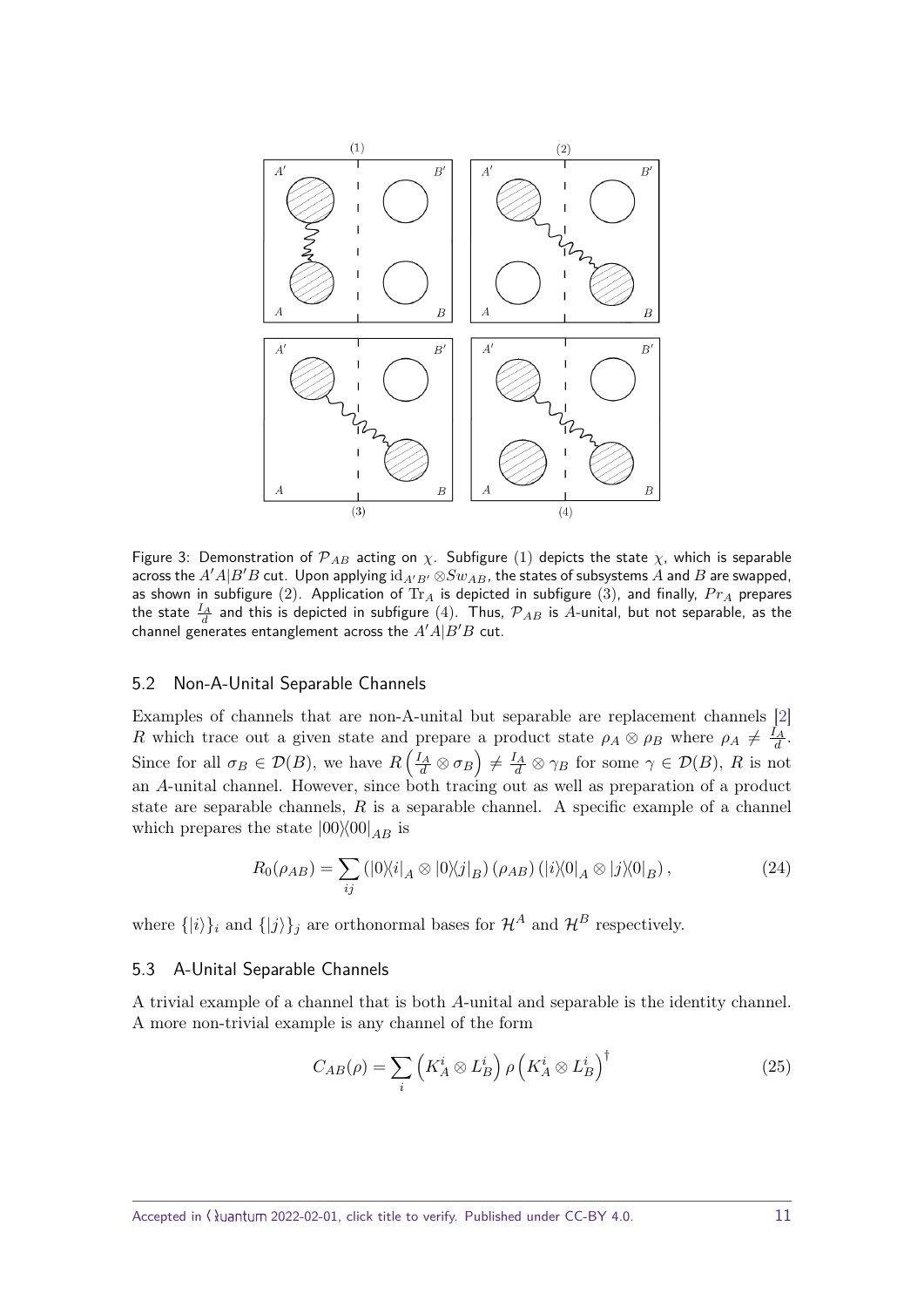Figure 3: Demonstration of $\mathcal{P}_{AB}$ acting on $\chi$. Subfigure (1) depicts the state $\chi$, which is separable across the $A'A|B'B$ cut. Upon applying $\text{id}_{A'B'} \otimes Sw_{AB}$, the states of subsystems $A$ and $B$ are swapped, as shown in subfigure (2). Application of $\text{Tr}_A$ is depicted in subfigure (3), and finally, $Pr_A$ prepares the state $\frac{I_A}{d}$ and this is depicted in subfigure (4). Thus, $\mathcal{P}_{AB}$ is $A$-unital, but not separable, as the channel generates entanglement across the $A'A|B'B$ cut.

### 5.2 Non-A-Unital Separable Channels

Examples of channels that are non-A-unital but separable are replacement channels [2] $R$ which trace out a given state and prepare a product state $\rho_A \otimes \rho_B$ where $\rho_A \neq \frac{I_A}{d}$. Since for all $\sigma_B \in \mathcal{D}(B)$, we have $R\left(\frac{I_A}{d} \otimes \sigma_B\right) \neq \frac{I_A}{d} \otimes \gamma_B$ for some $\gamma \in \mathcal{D}(B)$, $R$ is not an $A$-unital channel. However, since both tracing out as well as preparation of a product state are separable channels, $R$ is a separable channel. A specific example of a channel which prepares the state $|00\rangle\langle 00|_{AB}$ is

$$R_0(\rho_{AB}) = \sum_{ij} \left(|0\rangle\langle i|_A \otimes |0\rangle\langle j|_B\right) (\rho_{AB}) \left(|i\rangle\langle 0|_A \otimes |j\rangle\langle 0|_B\right), \tag{24}$$

where $\{|i\rangle\}_i$ and $\{|j\rangle\}_j$ are orthonormal bases for $\mathcal{H}^A$ and $\mathcal{H}^B$ respectively.

### 5.3 A-Unital Separable Channels

A trivial example of a channel that is both $A$-unital and separable is the identity channel. A more non-trivial example is any channel of the form

$$C_{AB}(\rho) = \sum_i \left(K_A^i \otimes L_B^i\right) \rho \left(K_A^i \otimes L_B^i\right)^\dagger \tag{25}$$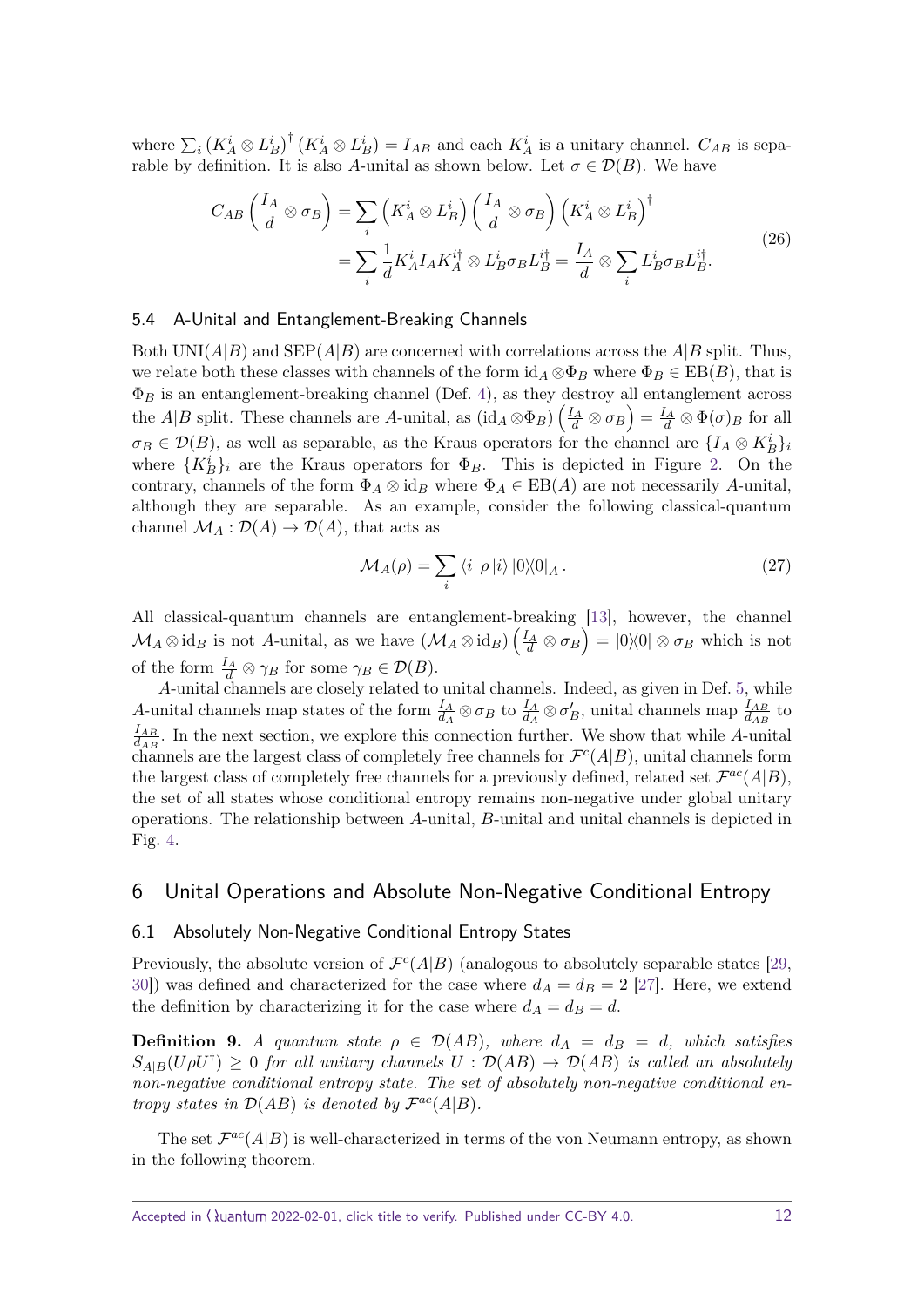where $\sum_i \left(K_A^i \otimes L_B^i\right)^\dagger \left(K_A^i \otimes L_B^i\right) = I_{AB}$ and each $K_A^i$ is a unitary channel. $C_{AB}$ is separable by definition. It is also $A$-unital as shown below. Let $\sigma \in \mathcal{D}(B)$. We have

$$
\begin{aligned}
C_{AB}\left(\frac{I_A}{d} \otimes \sigma_B\right) &= \sum_i \left(K_A^i \otimes L_B^i\right)\left(\frac{I_A}{d} \otimes \sigma_B\right)\left(K_A^i \otimes L_B^i\right)^\dagger \\
&= \sum_i \frac{1}{d} K_A^i I_A K_A^{i\dagger} \otimes L_B^i \sigma_B L_B^{i\dagger} = \frac{I_A}{d} \otimes \sum_i L_B^i \sigma_B L_B^{i\dagger}.
\end{aligned}
\tag{26}
$$

### 5.4 A-Unital and Entanglement-Breaking Channels

Both $\mathrm{UNI}(A|B)$ and $\mathrm{SEP}(A|B)$ are concerned with correlations across the $A|B$ split. Thus, we relate both these classes with channels of the form $\mathrm{id}_A \otimes \Phi_B$ where $\Phi_B \in \mathrm{EB}(B)$, that is $\Phi_B$ is an entanglement-breaking channel (Def. 4), as they destroy all entanglement across the $A|B$ split. These channels are $A$-unital, as $(\mathrm{id}_A \otimes \Phi_B)\left(\frac{I_A}{d} \otimes \sigma_B\right) = \frac{I_A}{d} \otimes \Phi(\sigma)_B$ for all $\sigma_B \in \mathcal{D}(B)$, as well as separable, as the Kraus operators for the channel are $\{I_A \otimes K_B^i\}_i$ where $\{K_B^i\}_i$ are the Kraus operators for $\Phi_B$. This is depicted in Figure 2. On the contrary, channels of the form $\Phi_A \otimes \mathrm{id}_B$ where $\Phi_A \in \mathrm{EB}(A)$ are not necessarily $A$-unital, although they are separable. As an example, consider the following classical-quantum channel $\mathcal{M}_A : \mathcal{D}(A) \to \mathcal{D}(A)$, that acts as

$$
\mathcal{M}_A(\rho) = \sum_i \langle i|\, \rho \,|i\rangle\, |0\rangle\!\langle 0|_A\,. \tag{27}
$$

All classical-quantum channels are entanglement-breaking [13], however, the channel $\mathcal{M}_A \otimes \mathrm{id}_B$ is not $A$-unital, as we have $(\mathcal{M}_A \otimes \mathrm{id}_B)\left(\frac{I_A}{d} \otimes \sigma_B\right) = |0\rangle\!\langle 0| \otimes \sigma_B$ which is not of the form $\frac{I_A}{d} \otimes \gamma_B$ for some $\gamma_B \in \mathcal{D}(B)$.

$A$-unital channels are closely related to unital channels. Indeed, as given in Def. 5, while $A$-unital channels map states of the form $\frac{I_A}{d_A} \otimes \sigma_B$ to $\frac{I_A}{d_A} \otimes \sigma'_B$, unital channels map $\frac{I_{AB}}{d_{AB}}$ to $\frac{I_{AB}}{d_{AB}}$. In the next section, we explore this connection further. We show that while $A$-unital channels are the largest class of completely free channels for $\mathcal{F}^c(A|B)$, unital channels form the largest class of completely free channels for a previously defined, related set $\mathcal{F}^{ac}(A|B)$, the set of all states whose conditional entropy remains non-negative under global unitary operations. The relationship between $A$-unital, $B$-unital and unital channels is depicted in Fig. 4.

## 6 Unital Operations and Absolute Non-Negative Conditional Entropy

### 6.1 Absolutely Non-Negative Conditional Entropy States

Previously, the absolute version of $\mathcal{F}^c(A|B)$ (analogous to absolutely separable states [29, 30]) was defined and characterized for the case where $d_A = d_B = 2$ [27]. Here, we extend the definition by characterizing it for the case where $d_A = d_B = d$.

**Definition 9.** *A quantum state $\rho \in \mathcal{D}(AB)$, where $d_A = d_B = d$, which satisfies $S_{A|B}(U\rho U^\dagger) \geq 0$ for all unitary channels $U : \mathcal{D}(AB) \to \mathcal{D}(AB)$ is called an absolutely non-negative conditional entropy state. The set of absolutely non-negative conditional entropy states in $\mathcal{D}(AB)$ is denoted by $\mathcal{F}^{ac}(A|B)$.*

The set $\mathcal{F}^{ac}(A|B)$ is well-characterized in terms of the von Neumann entropy, as shown in the following theorem.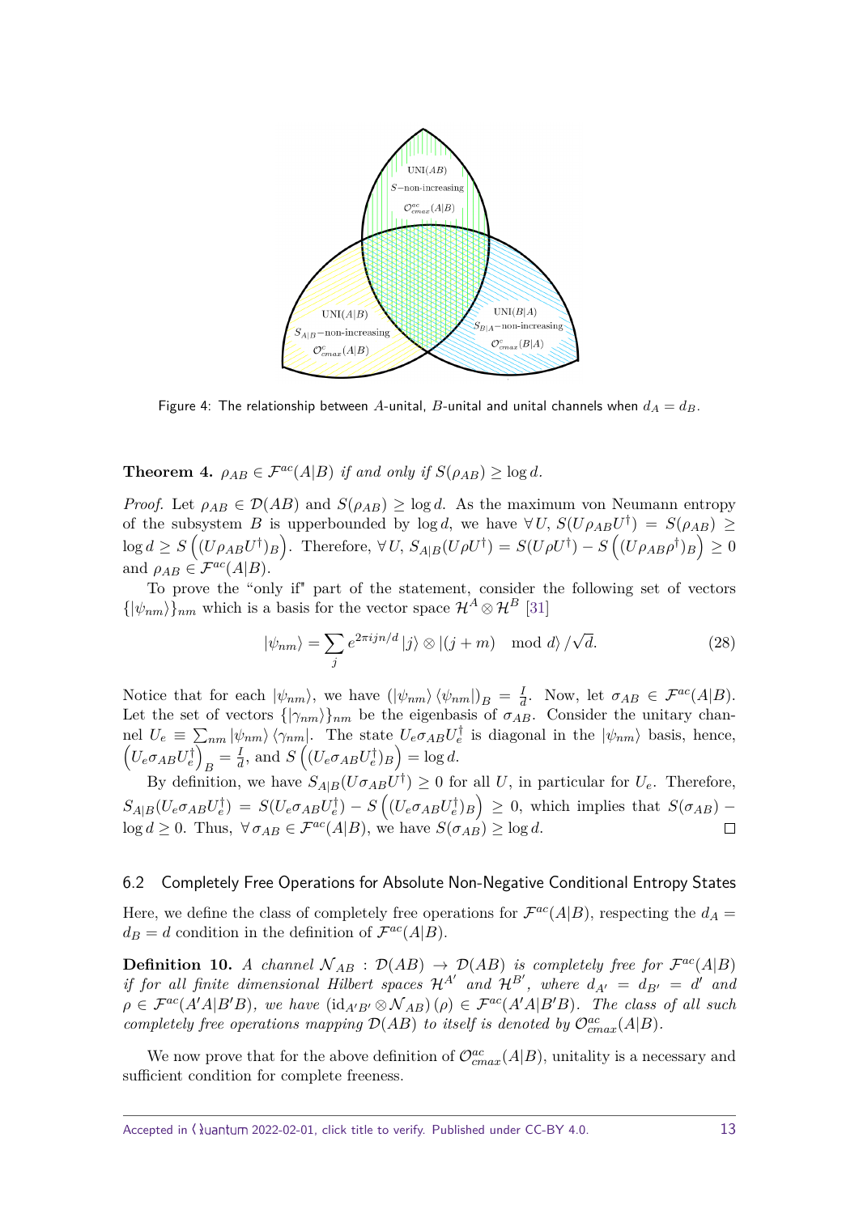Figure 4: The relationship between $A$-unital, $B$-unital and unital channels when $d_A = d_B$.

**Theorem 4.** *$\rho_{AB} \in \mathcal{F}^{ac}(A|B)$ if and only if $S(\rho_{AB}) \geq \log d$.*

*Proof.* Let $\rho_{AB} \in \mathcal{D}(AB)$ and $S(\rho_{AB}) \geq \log d$. As the maximum von Neumann entropy of the subsystem $B$ is upperbounded by $\log d$, we have $\forall\, U,\ S(U\rho_{AB}U^\dagger) = S(\rho_{AB}) \geq \log d \geq S\left((U\rho_{AB}U^\dagger)_B\right)$. Therefore, $\forall\, U,\ S_{A|B}(U\rho U^\dagger) = S(U\rho U^\dagger) - S\left((U\rho_{AB}\rho^\dagger)_B\right) \geq 0$ and $\rho_{AB} \in \mathcal{F}^{ac}(A|B)$.

To prove the "only if" part of the statement, consider the following set of vectors $\{|\psi_{nm}\rangle\}_{nm}$ which is a basis for the vector space $\mathcal{H}^A \otimes \mathcal{H}^B$ [31]

$$|\psi_{nm}\rangle = \sum_j e^{2\pi i j n/d} |j\rangle \otimes |(j+m) \mod d\rangle /\sqrt{d}. \tag{28}$$

Notice that for each $|\psi_{nm}\rangle$, we have $(|\psi_{nm}\rangle\langle\psi_{nm}|)_B = \frac{I}{d}$. Now, let $\sigma_{AB} \in \mathcal{F}^{ac}(A|B)$. Let the set of vectors $\{|\gamma_{nm}\rangle\}_{nm}$ be the eigenbasis of $\sigma_{AB}$. Consider the unitary channel $U_e \equiv \sum_{nm} |\psi_{nm}\rangle\langle\gamma_{nm}|$. The state $U_e\sigma_{AB}U_e^\dagger$ is diagonal in the $|\psi_{nm}\rangle$ basis, hence, $\left(U_e\sigma_{AB}U_e^\dagger\right)_B = \frac{I}{d}$, and $S\left((U_e\sigma_{AB}U_e^\dagger)_B\right) = \log d$.

By definition, we have $S_{A|B}(U\sigma_{AB}U^\dagger) \geq 0$ for all $U$, in particular for $U_e$. Therefore, $S_{A|B}(U_e\sigma_{AB}U_e^\dagger) = S(U_e\sigma_{AB}U_e^\dagger) - S\left((U_e\sigma_{AB}U_e^\dagger)_B\right) \geq 0$, which implies that $S(\sigma_{AB}) - \log d \geq 0$. Thus, $\forall\, \sigma_{AB} \in \mathcal{F}^{ac}(A|B)$, we have $S(\sigma_{AB}) \geq \log d$. $\square$

### 6.2 Completely Free Operations for Absolute Non-Negative Conditional Entropy States

Here, we define the class of completely free operations for $\mathcal{F}^{ac}(A|B)$, respecting the $d_A = d_B = d$ condition in the definition of $\mathcal{F}^{ac}(A|B)$.

**Definition 10.** *A channel $\mathcal{N}_{AB} : \mathcal{D}(AB) \to \mathcal{D}(AB)$ is completely free for $\mathcal{F}^{ac}(A|B)$ if for all finite dimensional Hilbert spaces $\mathcal{H}^{A'}$ and $\mathcal{H}^{B'}$, where $d_{A'} = d_{B'} = d'$ and $\rho \in \mathcal{F}^{ac}(A'A|B'B)$, we have $(\mathrm{id}_{A'B'} \otimes \mathcal{N}_{AB})(\rho) \in \mathcal{F}^{ac}(A'A|B'B)$. The class of all such completely free operations mapping $\mathcal{D}(AB)$ to itself is denoted by $\mathcal{O}^{ac}_{cmax}(A|B)$.*

We now prove that for the above definition of $\mathcal{O}^{ac}_{cmax}(A|B)$, unitality is a necessary and sufficient condition for complete freeness.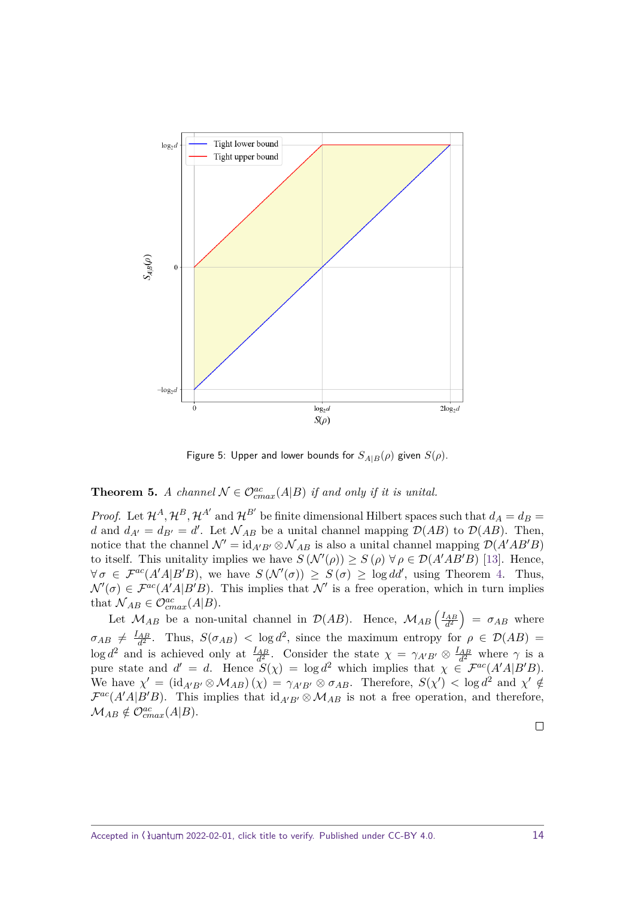Figure 5: Upper and lower bounds for $S_{A|B}(\rho)$ given $S(\rho)$.

**Theorem 5.** *A channel $\mathcal{N} \in \mathcal{O}^{ac}_{cmax}(A|B)$ if and only if it is unital.*

*Proof.* Let $\mathcal{H}^A, \mathcal{H}^B, \mathcal{H}^{A'}$ and $\mathcal{H}^{B'}$ be finite dimensional Hilbert spaces such that $d_A = d_B = d$ and $d_{A'} = d_{B'} = d'$. Let $\mathcal{N}_{AB}$ be a unital channel mapping $\mathcal{D}(AB)$ to $\mathcal{D}(AB)$. Then, notice that the channel $\mathcal{N}' = \mathrm{id}_{A'B'} \otimes \mathcal{N}_{AB}$ is also a unital channel mapping $\mathcal{D}(A'AB'B)$ to itself. This unitality implies we have $S(\mathcal{N}'(\rho)) \geq S(\rho)\ \forall\, \rho \in \mathcal{D}(A'AB'B)$ [13]. Hence, $\forall\, \sigma \in \mathcal{F}^{ac}(A'A|B'B)$, we have $S(\mathcal{N}'(\sigma)) \geq S(\sigma) \geq \log dd'$, using Theorem 4. Thus, $\mathcal{N}'(\sigma) \in \mathcal{F}^{ac}(A'A|B'B)$. This implies that $\mathcal{N}'$ is a free operation, which in turn implies that $\mathcal{N}_{AB} \in \mathcal{O}^{ac}_{cmax}(A|B)$.

Let $\mathcal{M}_{AB}$ be a non-unital channel in $\mathcal{D}(AB)$. Hence, $\mathcal{M}_{AB}\left(\frac{I_{AB}}{d^2}\right) = \sigma_{AB}$ where $\sigma_{AB} \neq \frac{I_{AB}}{d^2}$. Thus, $S(\sigma_{AB}) < \log d^2$, since the maximum entropy for $\rho \in \mathcal{D}(AB) = \log d^2$ and is achieved only at $\frac{I_{AB}}{d^2}$. Consider the state $\chi = \gamma_{A'B'} \otimes \frac{I_{AB}}{d^2}$ where $\gamma$ is a pure state and $d' = d$. Hence $S(\chi) = \log d^2$ which implies that $\chi \in \mathcal{F}^{ac}(A'A|B'B)$. We have $\chi' = (\mathrm{id}_{A'B'} \otimes \mathcal{M}_{AB})(\chi) = \gamma_{A'B'} \otimes \sigma_{AB}$. Therefore, $S(\chi') < \log d^2$ and $\chi' \notin \mathcal{F}^{ac}(A'A|B'B)$. This implies that $\mathrm{id}_{A'B'} \otimes \mathcal{M}_{AB}$ is not a free operation, and therefore, $\mathcal{M}_{AB} \notin \mathcal{O}^{ac}_{cmax}(A|B)$. □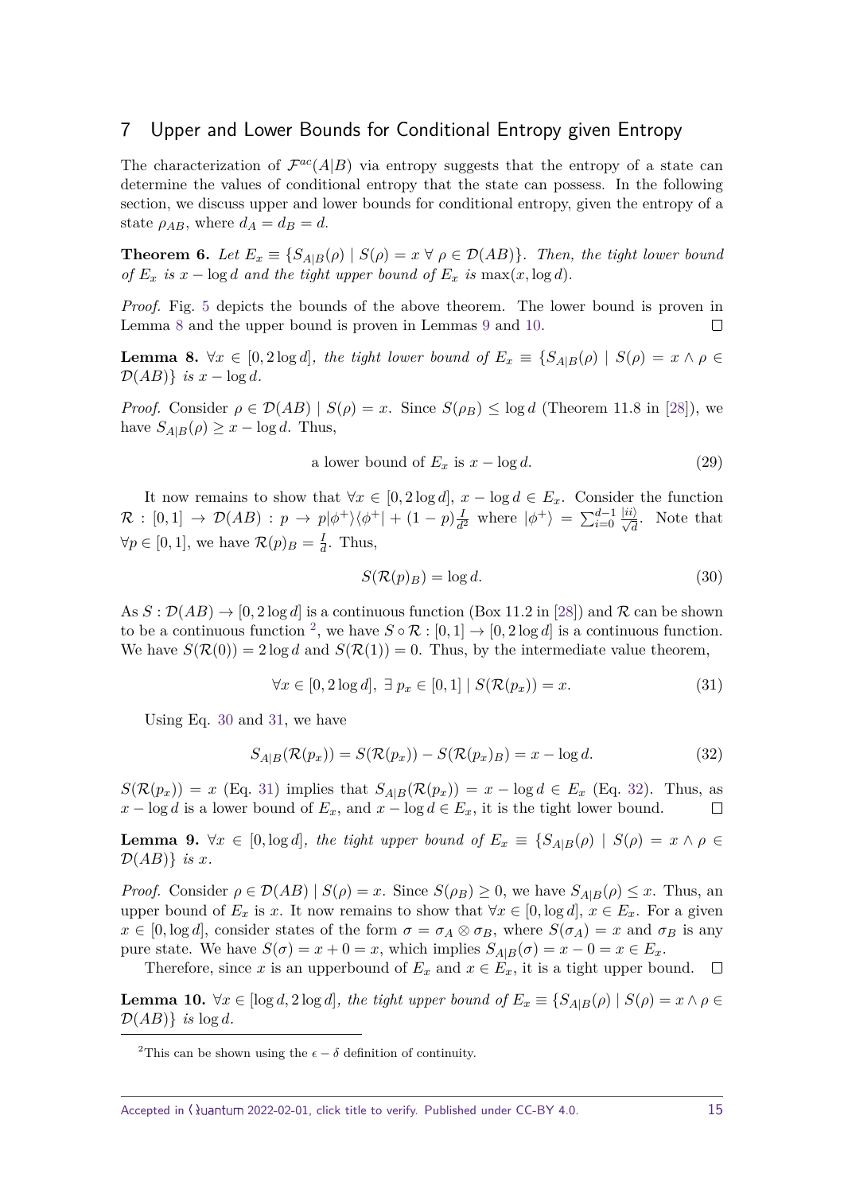## 7 Upper and Lower Bounds for Conditional Entropy given Entropy

The characterization of $\mathcal{F}^{ac}(A|B)$ via entropy suggests that the entropy of a state can determine the values of conditional entropy that the state can possess. In the following section, we discuss upper and lower bounds for conditional entropy, given the entropy of a state $\rho_{AB}$, where $d_A = d_B = d$.

**Theorem 6.** *Let $E_x \equiv \{S_{A|B}(\rho) \mid S(\rho) = x \; \forall \; \rho \in \mathcal{D}(AB)\}$. Then, the tight lower bound of $E_x$ is $x - \log d$ and the tight upper bound of $E_x$ is $\max(x, \log d)$.*

*Proof.* Fig. 5 depicts the bounds of the above theorem. The lower bound is proven in Lemma 8 and the upper bound is proven in Lemmas 9 and 10. □

**Lemma 8.** *$\forall x \in [0, 2\log d]$, the tight lower bound of $E_x \equiv \{S_{A|B}(\rho) \mid S(\rho) = x \wedge \rho \in \mathcal{D}(AB)\}$ is $x - \log d$.*

*Proof.* Consider $\rho \in \mathcal{D}(AB) \mid S(\rho) = x$. Since $S(\rho_B) \leq \log d$ (Theorem 11.8 in [28]), we have $S_{A|B}(\rho) \geq x - \log d$. Thus,

$$\text{a lower bound of } E_x \text{ is } x - \log d. \tag{29}$$

It now remains to show that $\forall x \in [0, 2\log d]$, $x - \log d \in E_x$. Consider the function $\mathcal{R} : [0,1] \to \mathcal{D}(AB) : p \to p|\phi^+\rangle\langle\phi^+| + (1-p)\frac{I}{d^2}$ where $|\phi^+\rangle = \sum_{i=0}^{d-1} \frac{|ii\rangle}{\sqrt{d}}$. Note that $\forall p \in [0,1]$, we have $\mathcal{R}(p)_B = \frac{I}{d}$. Thus,

$$S(\mathcal{R}(p)_B) = \log d. \tag{30}$$

As $S : \mathcal{D}(AB) \to [0, 2\log d]$ is a continuous function (Box 11.2 in [28]) and $\mathcal{R}$ can be shown to be a continuous function [2], we have $S \circ \mathcal{R} : [0,1] \to [0, 2\log d]$ is a continuous function. We have $S(\mathcal{R}(0)) = 2\log d$ and $S(\mathcal{R}(1)) = 0$. Thus, by the intermediate value theorem,

$$\forall x \in [0, 2\log d], \; \exists \; p_x \in [0,1] \mid S(\mathcal{R}(p_x)) = x. \tag{31}$$

Using Eq. 30 and 31, we have

$$S_{A|B}(\mathcal{R}(p_x)) = S(\mathcal{R}(p_x)) - S(\mathcal{R}(p_x)_B) = x - \log d. \tag{32}$$

$S(\mathcal{R}(p_x)) = x$ (Eq. 31) implies that $S_{A|B}(\mathcal{R}(p_x)) = x - \log d \in E_x$ (Eq. 32). Thus, as $x - \log d$ is a lower bound of $E_x$, and $x - \log d \in E_x$, it is the tight lower bound. □

**Lemma 9.** *$\forall x \in [0, \log d]$, the tight upper bound of $E_x \equiv \{S_{A|B}(\rho) \mid S(\rho) = x \wedge \rho \in \mathcal{D}(AB)\}$ is $x$.*

*Proof.* Consider $\rho \in \mathcal{D}(AB) \mid S(\rho) = x$. Since $S(\rho_B) \geq 0$, we have $S_{A|B}(\rho) \leq x$. Thus, an upper bound of $E_x$ is $x$. It now remains to show that $\forall x \in [0, \log d]$, $x \in E_x$. For a given $x \in [0, \log d]$, consider states of the form $\sigma = \sigma_A \otimes \sigma_B$, where $S(\sigma_A) = x$ and $\sigma_B$ is any pure state. We have $S(\sigma) = x + 0 = x$, which implies $S_{A|B}(\sigma) = x - 0 = x \in E_x$.

Therefore, since $x$ is an upperbound of $E_x$ and $x \in E_x$, it is a tight upper bound. □

**Lemma 10.** *$\forall x \in [\log d, 2\log d]$, the tight upper bound of $E_x \equiv \{S_{A|B}(\rho) \mid S(\rho) = x \wedge \rho \in \mathcal{D}(AB)\}$ is $\log d$.*

---

[2] This can be shown using the $\epsilon - \delta$ definition of continuity.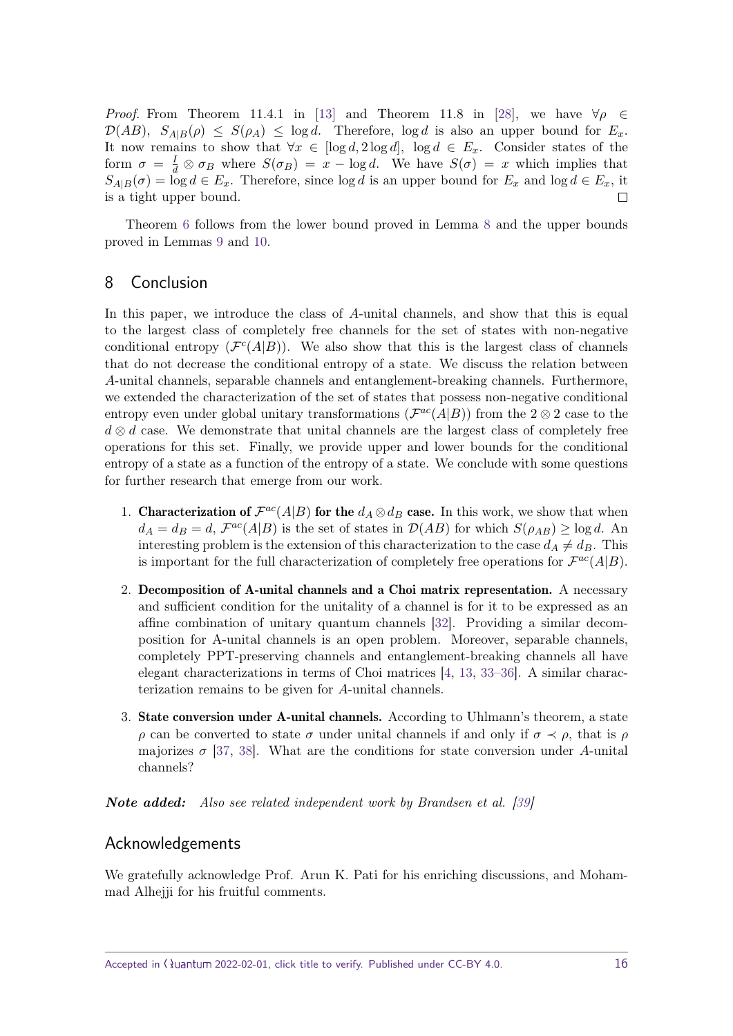*Proof.* From Theorem 11.4.1 in [13] and Theorem 11.8 in [28], we have $\forall \rho \in \mathcal{D}(AB)$, $S_{A|B}(\rho) \leq S(\rho_A) \leq \log d$. Therefore, $\log d$ is also an upper bound for $E_x$. It now remains to show that $\forall x \in [\log d, 2\log d]$, $\log d \in E_x$. Consider states of the form $\sigma = \frac{I}{d} \otimes \sigma_B$ where $S(\sigma_B) = x - \log d$. We have $S(\sigma) = x$ which implies that $S_{A|B}(\sigma) = \log d \in E_x$. Therefore, since $\log d$ is an upper bound for $E_x$ and $\log d \in E_x$, it is a tight upper bound. □

Theorem 6 follows from the lower bound proved in Lemma 8 and the upper bounds proved in Lemmas 9 and 10.

## 8 Conclusion

In this paper, we introduce the class of $A$-unital channels, and show that this is equal to the largest class of completely free channels for the set of states with non-negative conditional entropy ($\mathcal{F}^c(A|B)$). We also show that this is the largest class of channels that do not decrease the conditional entropy of a state. We discuss the relation between $A$-unital channels, separable channels and entanglement-breaking channels. Furthermore, we extended the characterization of the set of states that possess non-negative conditional entropy even under global unitary transformations ($\mathcal{F}^{ac}(A|B)$) from the $2 \otimes 2$ case to the $d \otimes d$ case. We demonstrate that unital channels are the largest class of completely free operations for this set. Finally, we provide upper and lower bounds for the conditional entropy of a state as a function of the entropy of a state. We conclude with some questions for further research that emerge from our work.

1. **Characterization of $\mathcal{F}^{ac}(A|B)$ for the $d_A \otimes d_B$ case.** In this work, we show that when $d_A = d_B = d$, $\mathcal{F}^{ac}(A|B)$ is the set of states in $\mathcal{D}(AB)$ for which $S(\rho_{AB}) \geq \log d$. An interesting problem is the extension of this characterization to the case $d_A \neq d_B$. This is important for the full characterization of completely free operations for $\mathcal{F}^{ac}(A|B)$.

2. **Decomposition of A-unital channels and a Choi matrix representation.** A necessary and sufficient condition for the unitality of a channel is for it to be expressed as an affine combination of unitary quantum channels [32]. Providing a similar decomposition for A-unital channels is an open problem. Moreover, separable channels, completely PPT-preserving channels and entanglement-breaking channels all have elegant characterizations in terms of Choi matrices [4, 13, 33–36]. A similar characterization remains to be given for $A$-unital channels.

3. **State conversion under A-unital channels.** According to Uhlmann's theorem, a state $\rho$ can be converted to state $\sigma$ under unital channels if and only if $\sigma \prec \rho$, that is $\rho$ majorizes $\sigma$ [37, 38]. What are the conditions for state conversion under $A$-unital channels?

***Note added:*** *Also see related independent work by Brandsen et al. [39]*

## Acknowledgements

We gratefully acknowledge Prof. Arun K. Pati for his enriching discussions, and Mohammad Alhejji for his fruitful comments.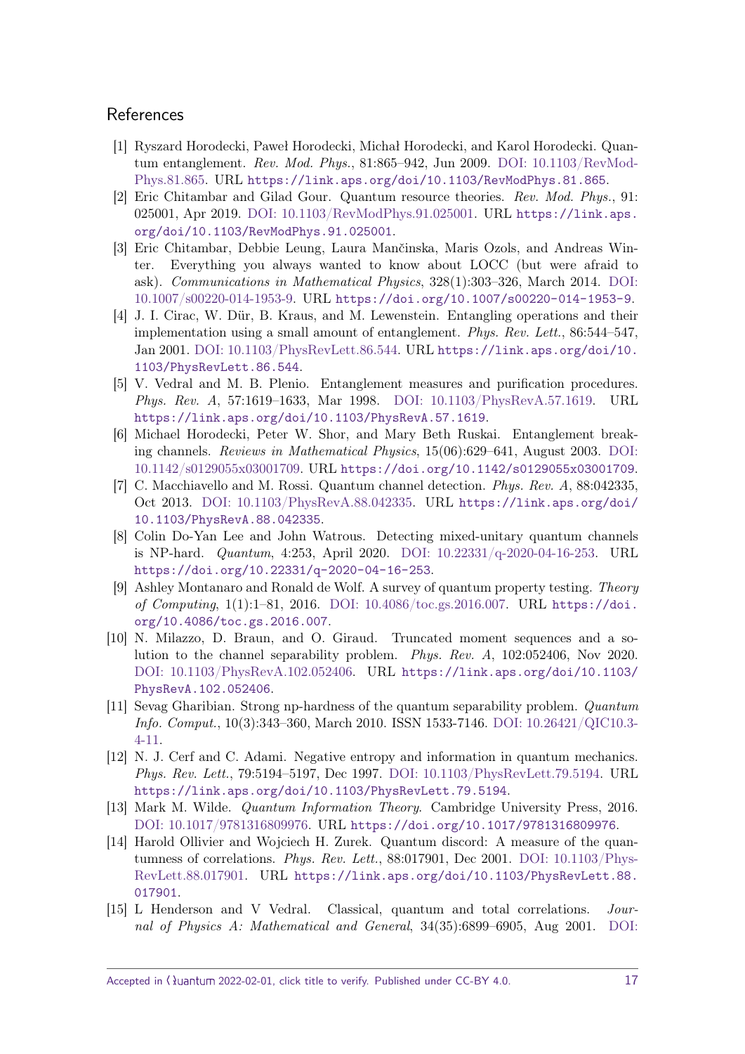## References

[1] Ryszard Horodecki, Paweł Horodecki, Michał Horodecki, and Karol Horodecki. Quantum entanglement. *Rev. Mod. Phys.*, 81:865–942, Jun 2009. DOI: 10.1103/RevModPhys.81.865. URL https://link.aps.org/doi/10.1103/RevModPhys.81.865.

[2] Eric Chitambar and Gilad Gour. Quantum resource theories. *Rev. Mod. Phys.*, 91: 025001, Apr 2019. DOI: 10.1103/RevModPhys.91.025001. URL https://link.aps.org/doi/10.1103/RevModPhys.91.025001.

[3] Eric Chitambar, Debbie Leung, Laura Mančinska, Maris Ozols, and Andreas Winter. Everything you always wanted to know about LOCC (but were afraid to ask). *Communications in Mathematical Physics*, 328(1):303–326, March 2014. DOI: 10.1007/s00220-014-1953-9. URL https://doi.org/10.1007/s00220-014-1953-9.

[4] J. I. Cirac, W. Dür, B. Kraus, and M. Lewenstein. Entangling operations and their implementation using a small amount of entanglement. *Phys. Rev. Lett.*, 86:544–547, Jan 2001. DOI: 10.1103/PhysRevLett.86.544. URL https://link.aps.org/doi/10.1103/PhysRevLett.86.544.

[5] V. Vedral and M. B. Plenio. Entanglement measures and purification procedures. *Phys. Rev. A*, 57:1619–1633, Mar 1998. DOI: 10.1103/PhysRevA.57.1619. URL https://link.aps.org/doi/10.1103/PhysRevA.57.1619.

[6] Michael Horodecki, Peter W. Shor, and Mary Beth Ruskai. Entanglement breaking channels. *Reviews in Mathematical Physics*, 15(06):629–641, August 2003. DOI: 10.1142/s0129055x03001709. URL https://doi.org/10.1142/s0129055x03001709.

[7] C. Macchiavello and M. Rossi. Quantum channel detection. *Phys. Rev. A*, 88:042335, Oct 2013. DOI: 10.1103/PhysRevA.88.042335. URL https://link.aps.org/doi/10.1103/PhysRevA.88.042335.

[8] Colin Do-Yan Lee and John Watrous. Detecting mixed-unitary quantum channels is NP-hard. *Quantum*, 4:253, April 2020. DOI: 10.22331/q-2020-04-16-253. URL https://doi.org/10.22331/q-2020-04-16-253.

[9] Ashley Montanaro and Ronald de Wolf. A survey of quantum property testing. *Theory of Computing*, 1(1):1–81, 2016. DOI: 10.4086/toc.gs.2016.007. URL https://doi.org/10.4086/toc.gs.2016.007.

[10] N. Milazzo, D. Braun, and O. Giraud. Truncated moment sequences and a solution to the channel separability problem. *Phys. Rev. A*, 102:052406, Nov 2020. DOI: 10.1103/PhysRevA.102.052406. URL https://link.aps.org/doi/10.1103/PhysRevA.102.052406.

[11] Sevag Gharibian. Strong np-hardness of the quantum separability problem. *Quantum Info. Comput.*, 10(3):343–360, March 2010. ISSN 1533-7146. DOI: 10.26421/QIC10.3-4-11.

[12] N. J. Cerf and C. Adami. Negative entropy and information in quantum mechanics. *Phys. Rev. Lett.*, 79:5194–5197, Dec 1997. DOI: 10.1103/PhysRevLett.79.5194. URL https://link.aps.org/doi/10.1103/PhysRevLett.79.5194.

[13] Mark M. Wilde. *Quantum Information Theory*. Cambridge University Press, 2016. DOI: 10.1017/9781316809976. URL https://doi.org/10.1017/9781316809976.

[14] Harold Ollivier and Wojciech H. Zurek. Quantum discord: A measure of the quantumness of correlations. *Phys. Rev. Lett.*, 88:017901, Dec 2001. DOI: 10.1103/PhysRevLett.88.017901. URL https://link.aps.org/doi/10.1103/PhysRevLett.88.017901.

[15] L Henderson and V Vedral. Classical, quantum and total correlations. *Journal of Physics A: Mathematical and General*, 34(35):6899–6905, Aug 2001. DOI: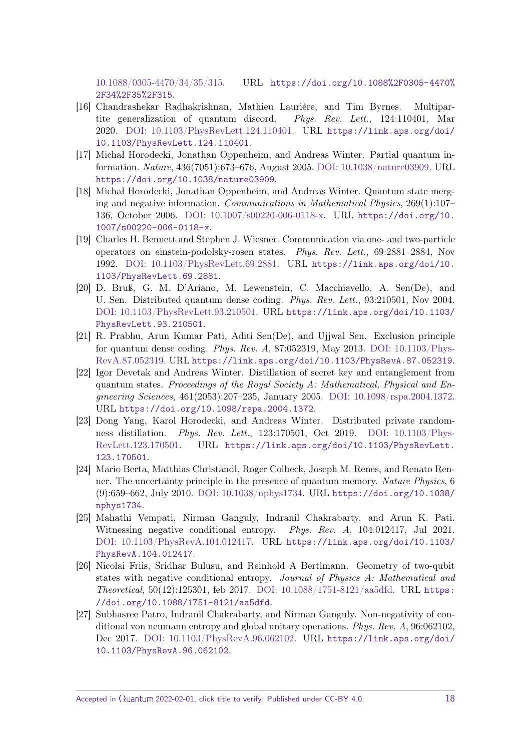10.1088/0305-4470/34/35/315. URL https://doi.org/10.1088%2F0305-4470%2F34%2F35%2F315.

[16] Chandrashekar Radhakrishnan, Mathieu Laurière, and Tim Byrnes. Multipartite generalization of quantum discord. *Phys. Rev. Lett.*, 124:110401, Mar 2020. DOI: 10.1103/PhysRevLett.124.110401. URL https://link.aps.org/doi/10.1103/PhysRevLett.124.110401.

[17] Michał Horodecki, Jonathan Oppenheim, and Andreas Winter. Partial quantum information. *Nature*, 436(7051):673–676, August 2005. DOI: 10.1038/nature03909. URL https://doi.org/10.1038/nature03909.

[18] Michał Horodecki, Jonathan Oppenheim, and Andreas Winter. Quantum state merging and negative information. *Communications in Mathematical Physics*, 269(1):107–136, October 2006. DOI: 10.1007/s00220-006-0118-x. URL https://doi.org/10.1007/s00220-006-0118-x.

[19] Charles H. Bennett and Stephen J. Wiesner. Communication via one- and two-particle operators on einstein-podolsky-rosen states. *Phys. Rev. Lett.*, 69:2881–2884, Nov 1992. DOI: 10.1103/PhysRevLett.69.2881. URL https://link.aps.org/doi/10.1103/PhysRevLett.69.2881.

[20] D. Bruß, G. M. D'Ariano, M. Lewenstein, C. Macchiavello, A. Sen(De), and U. Sen. Distributed quantum dense coding. *Phys. Rev. Lett.*, 93:210501, Nov 2004. DOI: 10.1103/PhysRevLett.93.210501. URL https://link.aps.org/doi/10.1103/PhysRevLett.93.210501.

[21] R. Prabhu, Arun Kumar Pati, Aditi Sen(De), and Ujjwal Sen. Exclusion principle for quantum dense coding. *Phys. Rev. A*, 87:052319, May 2013. DOI: 10.1103/PhysRevA.87.052319. URL https://link.aps.org/doi/10.1103/PhysRevA.87.052319.

[22] Igor Devetak and Andreas Winter. Distillation of secret key and entanglement from quantum states. *Proceedings of the Royal Society A: Mathematical, Physical and Engineering Sciences*, 461(2053):207–235, January 2005. DOI: 10.1098/rspa.2004.1372. URL https://doi.org/10.1098/rspa.2004.1372.

[23] Dong Yang, Karol Horodecki, and Andreas Winter. Distributed private randomness distillation. *Phys. Rev. Lett.*, 123:170501, Oct 2019. DOI: 10.1103/PhysRevLett.123.170501. URL https://link.aps.org/doi/10.1103/PhysRevLett.123.170501.

[24] Mario Berta, Matthias Christandl, Roger Colbeck, Joseph M. Renes, and Renato Renner. The uncertainty principle in the presence of quantum memory. *Nature Physics*, 6 (9):659–662, July 2010. DOI: 10.1038/nphys1734. URL https://doi.org/10.1038/nphys1734.

[25] Mahathi Vempati, Nirman Ganguly, Indranil Chakrabarty, and Arun K. Pati. Witnessing negative conditional entropy. *Phys. Rev. A*, 104:012417, Jul 2021. DOI: 10.1103/PhysRevA.104.012417. URL https://link.aps.org/doi/10.1103/PhysRevA.104.012417.

[26] Nicolai Friis, Sridhar Bulusu, and Reinhold A Bertlmann. Geometry of two-qubit states with negative conditional entropy. *Journal of Physics A: Mathematical and Theoretical*, 50(12):125301, feb 2017. DOI: 10.1088/1751-8121/aa5dfd. URL https://doi.org/10.1088/1751-8121/aa5dfd.

[27] Subhasree Patro, Indranil Chakrabarty, and Nirman Ganguly. Non-negativity of conditional von neumann entropy and global unitary operations. *Phys. Rev. A*, 96:062102, Dec 2017. DOI: 10.1103/PhysRevA.96.062102. URL https://link.aps.org/doi/10.1103/PhysRevA.96.062102.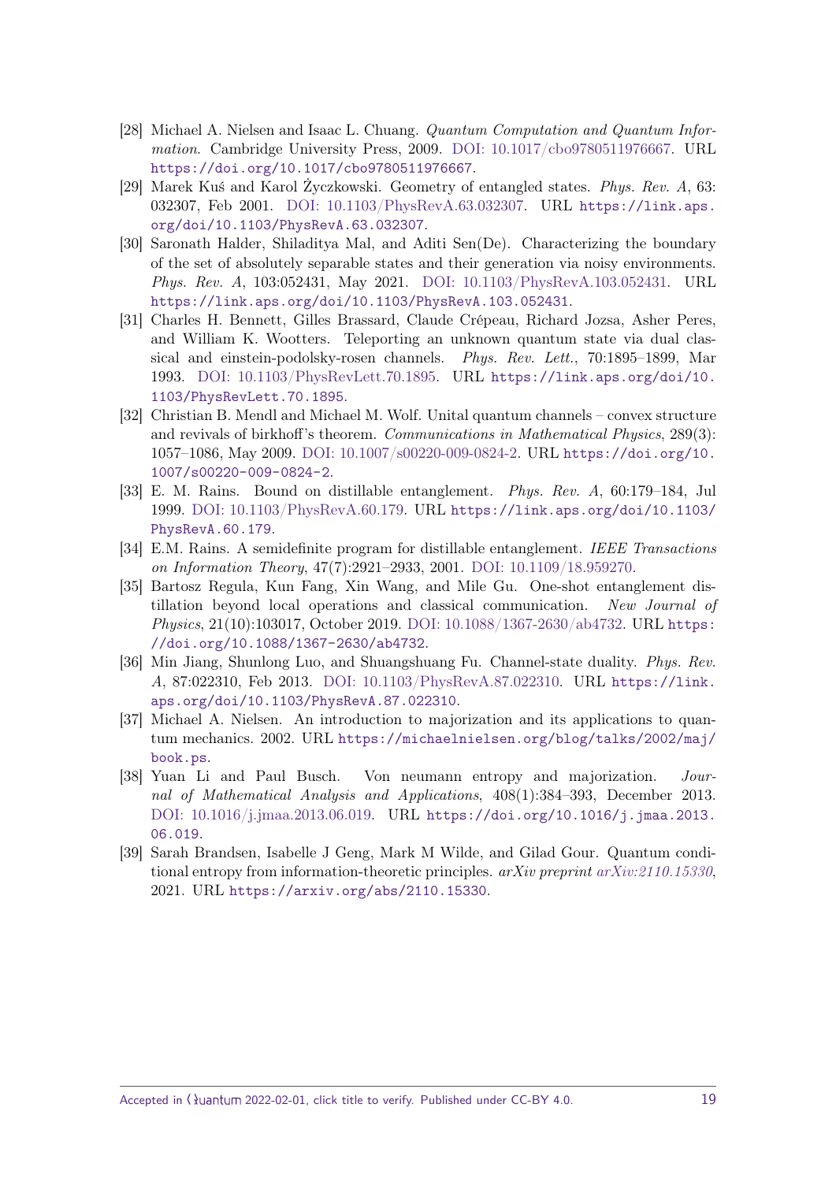[28] Michael A. Nielsen and Isaac L. Chuang. *Quantum Computation and Quantum Information*. Cambridge University Press, 2009. DOI: 10.1017/cbo9780511976667. URL https://doi.org/10.1017/cbo9780511976667.

[29] Marek Kuś and Karol Życzkowski. Geometry of entangled states. *Phys. Rev. A*, 63: 032307, Feb 2001. DOI: 10.1103/PhysRevA.63.032307. URL https://link.aps.org/doi/10.1103/PhysRevA.63.032307.

[30] Saronath Halder, Shiladitya Mal, and Aditi Sen(De). Characterizing the boundary of the set of absolutely separable states and their generation via noisy environments. *Phys. Rev. A*, 103:052431, May 2021. DOI: 10.1103/PhysRevA.103.052431. URL https://link.aps.org/doi/10.1103/PhysRevA.103.052431.

[31] Charles H. Bennett, Gilles Brassard, Claude Crépeau, Richard Jozsa, Asher Peres, and William K. Wootters. Teleporting an unknown quantum state via dual classical and einstein-podolsky-rosen channels. *Phys. Rev. Lett.*, 70:1895–1899, Mar 1993. DOI: 10.1103/PhysRevLett.70.1895. URL https://link.aps.org/doi/10.1103/PhysRevLett.70.1895.

[32] Christian B. Mendl and Michael M. Wolf. Unital quantum channels – convex structure and revivals of birkhoff's theorem. *Communications in Mathematical Physics*, 289(3): 1057–1086, May 2009. DOI: 10.1007/s00220-009-0824-2. URL https://doi.org/10.1007/s00220-009-0824-2.

[33] E. M. Rains. Bound on distillable entanglement. *Phys. Rev. A*, 60:179–184, Jul 1999. DOI: 10.1103/PhysRevA.60.179. URL https://link.aps.org/doi/10.1103/PhysRevA.60.179.

[34] E.M. Rains. A semidefinite program for distillable entanglement. *IEEE Transactions on Information Theory*, 47(7):2921–2933, 2001. DOI: 10.1109/18.959270.

[35] Bartosz Regula, Kun Fang, Xin Wang, and Mile Gu. One-shot entanglement distillation beyond local operations and classical communication. *New Journal of Physics*, 21(10):103017, October 2019. DOI: 10.1088/1367-2630/ab4732. URL https://doi.org/10.1088/1367-2630/ab4732.

[36] Min Jiang, Shunlong Luo, and Shuangshuang Fu. Channel-state duality. *Phys. Rev. A*, 87:022310, Feb 2013. DOI: 10.1103/PhysRevA.87.022310. URL https://link.aps.org/doi/10.1103/PhysRevA.87.022310.

[37] Michael A. Nielsen. An introduction to majorization and its applications to quantum mechanics. 2002. URL https://michaelnielsen.org/blog/talks/2002/maj/book.ps.

[38] Yuan Li and Paul Busch. Von neumann entropy and majorization. *Journal of Mathematical Analysis and Applications*, 408(1):384–393, December 2013. DOI: 10.1016/j.jmaa.2013.06.019. URL https://doi.org/10.1016/j.jmaa.2013.06.019.

[39] Sarah Brandsen, Isabelle J Geng, Mark M Wilde, and Gilad Gour. Quantum conditional entropy from information-theoretic principles. *arXiv preprint arXiv:2110.15330*, 2021. URL https://arxiv.org/abs/2110.15330.